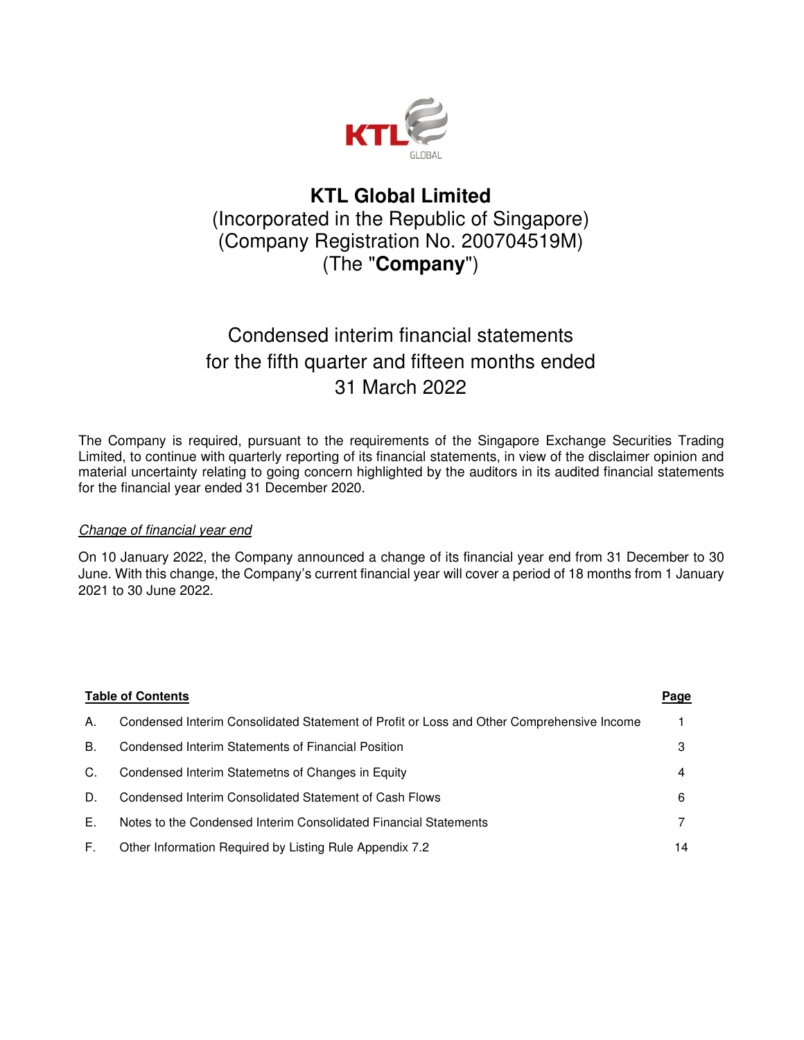# KTL Global Limited

(Incorporated in the Republic of Singapore)
(Company Registration No. 200704519M)
(The "**Company**")

## Condensed interim financial statements for the fifth quarter and fifteen months ended 31 March 2022

The Company is required, pursuant to the requirements of the Singapore Exchange Securities Trading Limited, to continue with quarterly reporting of its financial statements, in view of the disclaimer opinion and material uncertainty relating to going concern highlighted by the auditors in its audited financial statements for the financial year ended 31 December 2020.

*Change of financial year end*

On 10 January 2022, the Company announced a change of its financial year end from 31 December to 30 June. With this change, the Company's current financial year will cover a period of 18 months from 1 January 2021 to 30 June 2022.

| **Table of Contents** | | **Page** |
|---|---|---|
| A. | Condensed Interim Consolidated Statement of Profit or Loss and Other Comprehensive Income | 1 |
| B. | Condensed Interim Statements of Financial Position | 3 |
| C. | Condensed Interim Statemetns of Changes in Equity | 4 |
| D. | Condensed Interim Consolidated Statement of Cash Flows | 6 |
| E. | Notes to the Condensed Interim Consolidated Financial Statements | 7 |
| F. | Other Information Required by Listing Rule Appendix 7.2 | 14 |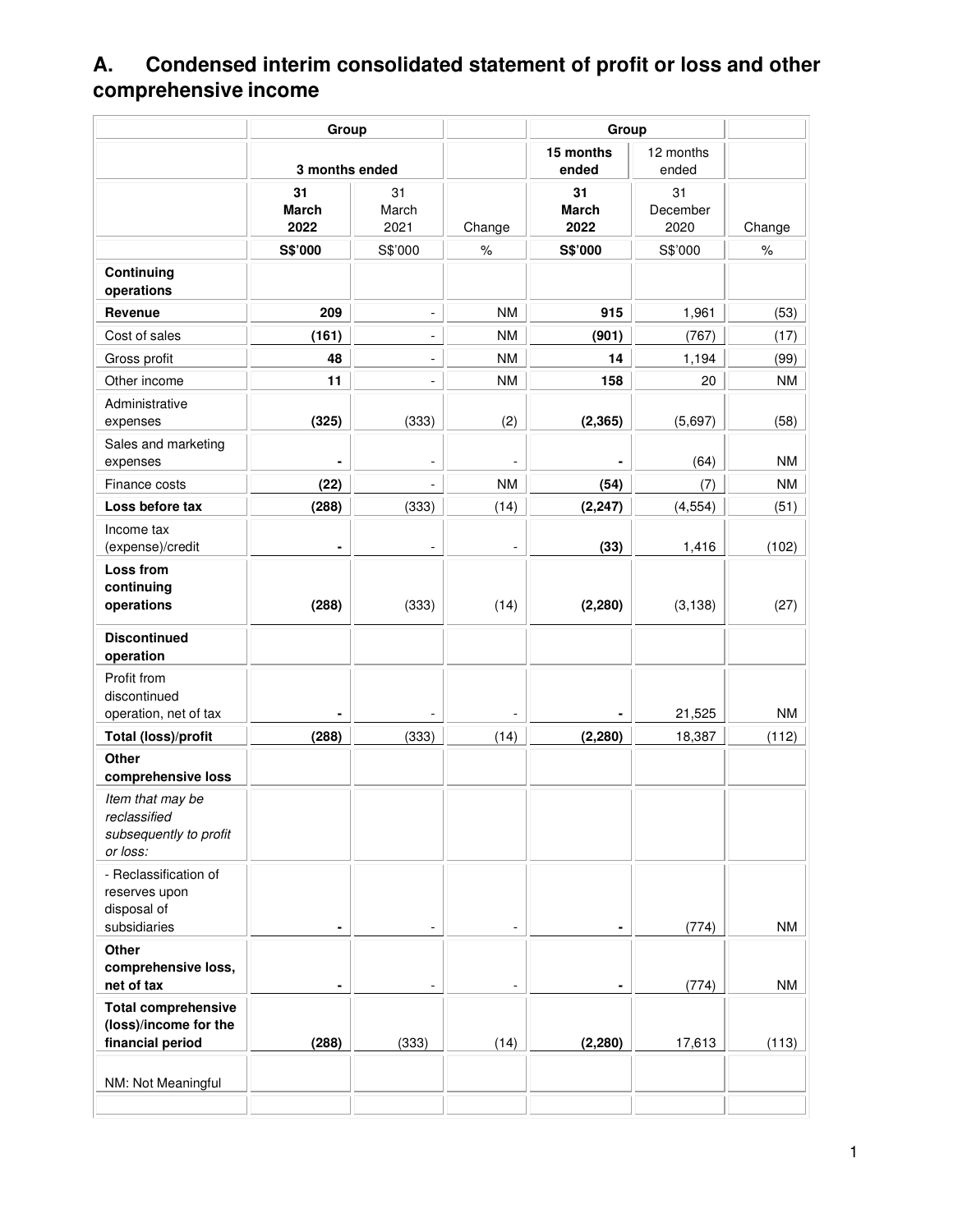## A. Condensed interim consolidated statement of profit or loss and other comprehensive income

| | Group | | | Group | | |
|---|---|---|---|---|---|---|
| | 3 months ended | | | 15 months ended | 12 months ended | |
| | **31 March 2022** | 31 March 2021 | Change | **31 March 2022** | 31 December 2020 | Change |
| | **S$'000** | S$'000 | % | **S$'000** | S$'000 | % |
| **Continuing operations** | | | | | | |
| **Revenue** | **209** | - | NM | **915** | 1,961 | (53) |
| Cost of sales | **(161)** | - | NM | **(901)** | (767) | (17) |
| Gross profit | **48** | - | NM | **14** | 1,194 | (99) |
| Other income | **11** | - | NM | **158** | 20 | NM |
| Administrative expenses | **(325)** | (333) | (2) | **(2,365)** | (5,697) | (58) |
| Sales and marketing expenses | **-** | - | - | **-** | (64) | NM |
| Finance costs | **(22)** | - | NM | **(54)** | (7) | NM |
| **Loss before tax** | **(288)** | (333) | (14) | **(2,247)** | (4,554) | (51) |
| Income tax (expense)/credit | **-** | - | - | **(33)** | 1,416 | (102) |
| **Loss from continuing operations** | **(288)** | (333) | (14) | **(2,280)** | (3,138) | (27) |
| **Discontinued operation** | | | | | | |
| Profit from discontinued operation, net of tax | **-** | - | - | **-** | 21,525 | NM |
| **Total (loss)/profit** | **(288)** | (333) | (14) | **(2,280)** | 18,387 | (112) |
| **Other comprehensive loss** | | | | | | |
| *Item that may be reclassified subsequently to profit or loss:* | | | | | | |
| - Reclassification of reserves upon disposal of subsidiaries | **-** | - | - | **-** | (774) | NM |
| **Other comprehensive loss, net of tax** | **-** | - | - | **-** | (774) | NM |
| **Total comprehensive (loss)/income for the financial period** | **(288)** | (333) | (14) | **(2,280)** | 17,613 | (113) |

NM: Not Meaningful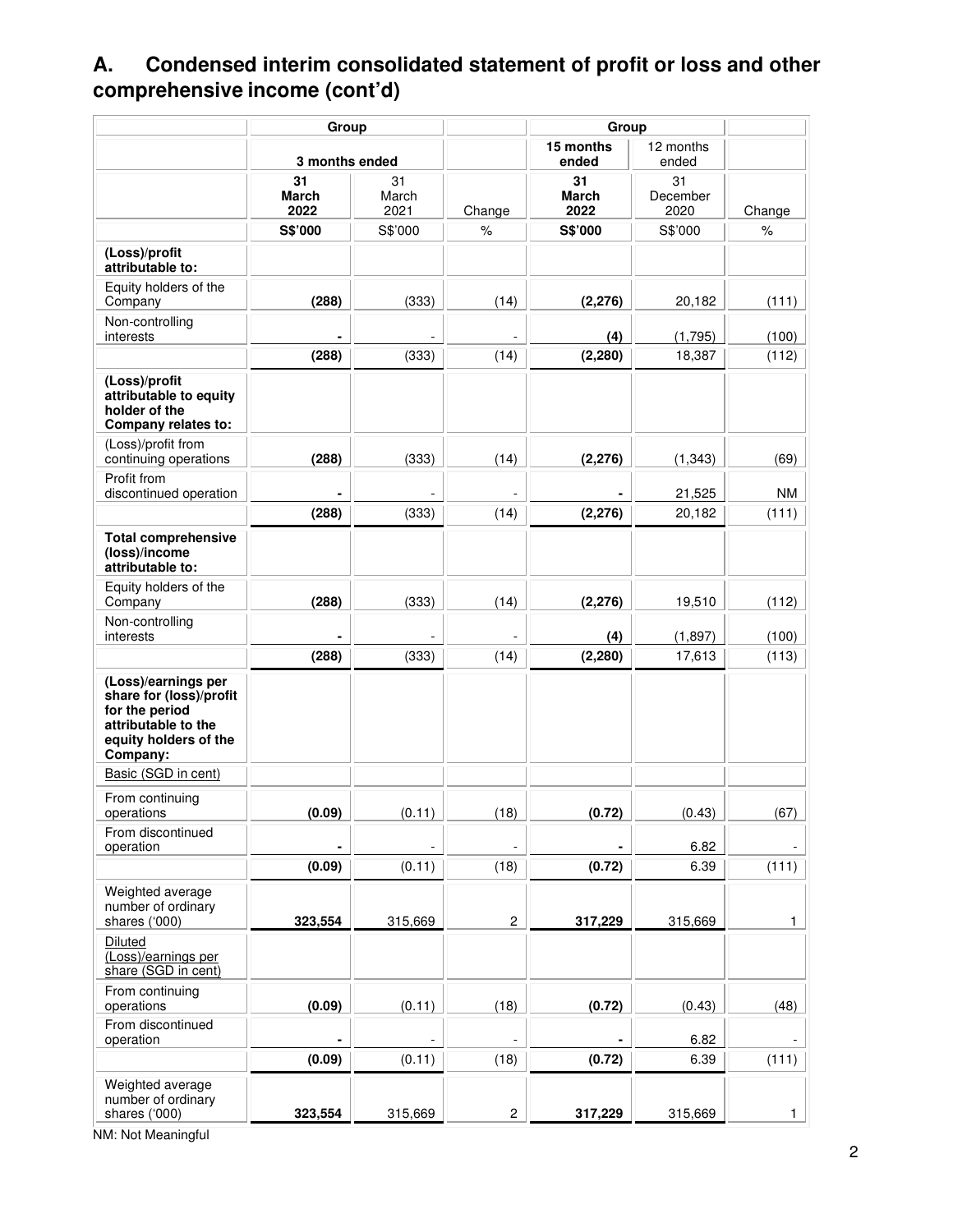## A. Condensed interim consolidated statement of profit or loss and other comprehensive income (cont'd)

| | Group | | | Group | | |
|---|---|---|---|---|---|---|
| | 3 months ended | | | 15 months ended | 12 months ended | |
| | **31 March 2022** | 31 March 2021 | Change | **31 March 2022** | 31 December 2020 | Change |
| | **S$'000** | S$'000 | % | **S$'000** | S$'000 | % |
| **(Loss)/profit attributable to:** | | | | | | |
| Equity holders of the Company | **(288)** | (333) | (14) | **(2,276)** | 20,182 | (111) |
| Non-controlling interests | **-** | - | - | **(4)** | (1,795) | (100) |
| | **(288)** | (333) | (14) | **(2,280)** | 18,387 | (112) |
| **(Loss)/profit attributable to equity holder of the Company relates to:** | | | | | | |
| (Loss)/profit from continuing operations | **(288)** | (333) | (14) | **(2,276)** | (1,343) | (69) |
| Profit from discontinued operation | **-** | - | - | **-** | 21,525 | NM |
| | **(288)** | (333) | (14) | **(2,276)** | 20,182 | (111) |
| **Total comprehensive (loss)/income attributable to:** | | | | | | |
| Equity holders of the Company | **(288)** | (333) | (14) | **(2,276)** | 19,510 | (112) |
| Non-controlling interests | **-** | - | - | **(4)** | (1,897) | (100) |
| | **(288)** | (333) | (14) | **(2,280)** | 17,613 | (113) |
| **(Loss)/earnings per share for (loss)/profit for the period attributable to the equity holders of the Company:** | | | | | | |
| Basic (SGD in cent) | | | | | | |
| From continuing operations | **(0.09)** | (0.11) | (18) | **(0.72)** | (0.43) | (67) |
| From discontinued operation | **-** | - | - | **-** | 6.82 | - |
| | **(0.09)** | (0.11) | (18) | **(0.72)** | 6.39 | (111) |
| Weighted average number of ordinary shares ('000) | **323,554** | 315,669 | 2 | **317,229** | 315,669 | 1 |
| Diluted (Loss)/earnings per share (SGD in cent) | | | | | | |
| From continuing operations | **(0.09)** | (0.11) | (18) | **(0.72)** | (0.43) | (48) |
| From discontinued operation | **-** | - | - | **-** | 6.82 | - |
| | **(0.09)** | (0.11) | (18) | **(0.72)** | 6.39 | (111) |
| Weighted average number of ordinary shares ('000) | **323,554** | 315,669 | 2 | **317,229** | 315,669 | 1 |

NM: Not Meaningful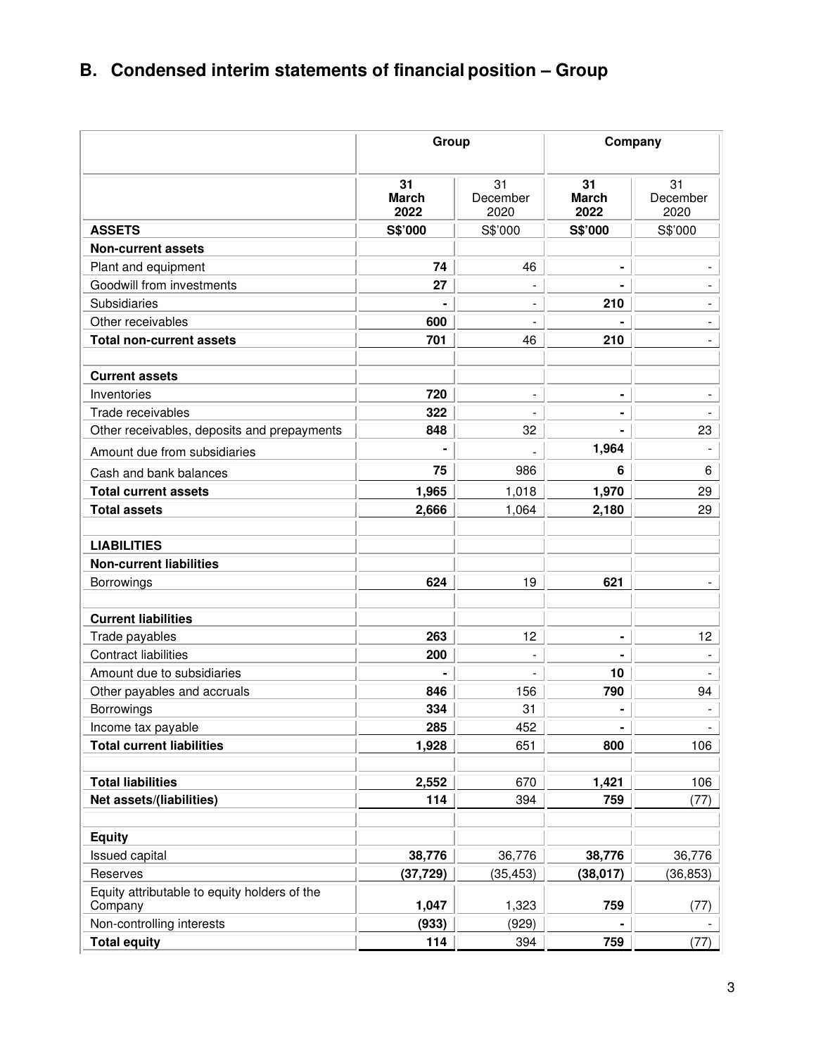# B. Condensed interim statements of financial position – Group

| | Group | | Company | |
|---|---|---|---|---|
| | **31 March 2022** | 31 December 2020 | **31 March 2022** | 31 December 2020 |
| **ASSETS** | **S$'000** | S$'000 | **S$'000** | S$'000 |
| **Non-current assets** | | | | |
| Plant and equipment | **74** | 46 | **-** | - |
| Goodwill from investments | **27** | - | **-** | - |
| Subsidiaries | **-** | - | **210** | - |
| Other receivables | **600** | - | **-** | - |
| **Total non-current assets** | **701** | 46 | **210** | - |
| | | | | |
| **Current assets** | | | | |
| Inventories | **720** | - | **-** | - |
| Trade receivables | **322** | - | **-** | - |
| Other receivables, deposits and prepayments | **848** | 32 | **-** | 23 |
| Amount due from subsidiaries | **-** | - | **1,964** | - |
| Cash and bank balances | **75** | 986 | **6** | 6 |
| **Total current assets** | **1,965** | 1,018 | **1,970** | 29 |
| **Total assets** | **2,666** | 1,064 | **2,180** | 29 |
| | | | | |
| **LIABILITIES** | | | | |
| **Non-current liabilities** | | | | |
| Borrowings | **624** | 19 | **621** | - |
| | | | | |
| **Current liabilities** | | | | |
| Trade payables | **263** | 12 | **-** | 12 |
| Contract liabilities | **200** | - | **-** | - |
| Amount due to subsidiaries | **-** | - | **10** | - |
| Other payables and accruals | **846** | 156 | **790** | 94 |
| Borrowings | **334** | 31 | **-** | - |
| Income tax payable | **285** | 452 | **-** | - |
| **Total current liabilities** | **1,928** | 651 | **800** | 106 |
| | | | | |
| **Total liabilities** | **2,552** | 670 | **1,421** | 106 |
| **Net assets/(liabilities)** | **114** | 394 | **759** | (77) |
| | | | | |
| **Equity** | | | | |
| Issued capital | **38,776** | 36,776 | **38,776** | 36,776 |
| Reserves | **(37,729)** | (35,453) | **(38,017)** | (36,853) |
| Equity attributable to equity holders of the Company | **1,047** | 1,323 | **759** | (77) |
| Non-controlling interests | **(933)** | (929) | **-** | - |
| **Total equity** | **114** | 394 | **759** | (77) |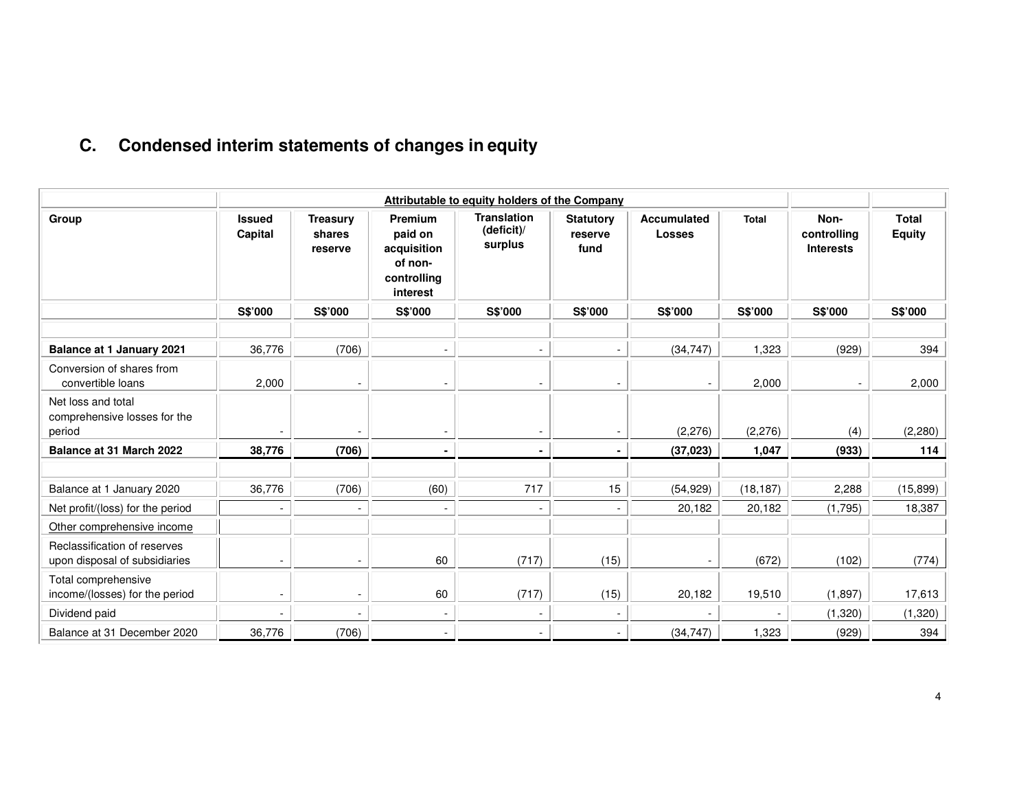## C. Condensed interim statements of changes in equity

| Group | Attributable to equity holders of the Company | | | | | | | Non-controlling Interests | Total Equity |
|---|---|---|---|---|---|---|---|---|---|
| | Issued Capital | Treasury shares reserve | Premium paid on acquisition of non-controlling interest | Translation (deficit)/ surplus | Statutory reserve fund | Accumulated Losses | Total | | |
| | S$'000 | S$'000 | S$'000 | S$'000 | S$'000 | S$'000 | S$'000 | S$'000 | S$'000 |
| **Balance at 1 January 2021** | 36,776 | (706) | - | - | - | (34,747) | 1,323 | (929) | 394 |
| Conversion of shares from convertible loans | 2,000 | - | - | - | - | - | 2,000 | - | 2,000 |
| Net loss and total comprehensive losses for the period | - | - | - | - | - | (2,276) | (2,276) | (4) | (2,280) |
| **Balance at 31 March 2022** | **38,776** | **(706)** | **-** | **-** | **-** | **(37,023)** | **1,047** | **(933)** | **114** |
| | | | | | | | | | |
| Balance at 1 January 2020 | 36,776 | (706) | (60) | 717 | 15 | (54,929) | (18,187) | 2,288 | (15,899) |
| Net profit/(loss) for the period | - | - | - | - | - | 20,182 | 20,182 | (1,795) | 18,387 |
| Other comprehensive income | | | | | | | | | |
| Reclassification of reserves upon disposal of subsidiaries | - | - | 60 | (717) | (15) | - | (672) | (102) | (774) |
| Total comprehensive income/(losses) for the period | - | - | 60 | (717) | (15) | 20,182 | 19,510 | (1,897) | 17,613 |
| Dividend paid | - | - | - | - | - | - | - | (1,320) | (1,320) |
| Balance at 31 December 2020 | 36,776 | (706) | - | - | - | (34,747) | 1,323 | (929) | 394 |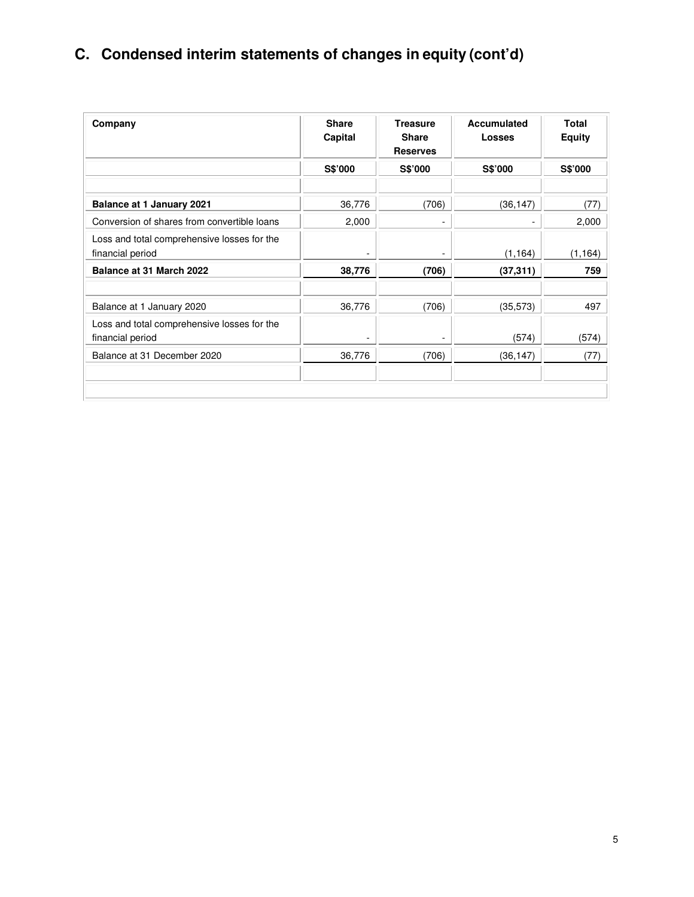## C. Condensed interim statements of changes in equity (cont'd)

| Company | Share Capital | Treasure Share Reserves | Accumulated Losses | Total Equity |
|---|---|---|---|---|
| | S$'000 | S$'000 | S$'000 | S$'000 |
| | | | | |
| **Balance at 1 January 2021** | 36,776 | (706) | (36,147) | (77) |
| Conversion of shares from convertible loans | 2,000 | - | - | 2,000 |
| Loss and total comprehensive losses for the financial period | - | - | (1,164) | (1,164) |
| **Balance at 31 March 2022** | **38,776** | **(706)** | **(37,311)** | **759** |
| | | | | |
| Balance at 1 January 2020 | 36,776 | (706) | (35,573) | 497 |
| Loss and total comprehensive losses for the financial period | - | - | (574) | (574) |
| Balance at 31 December 2020 | 36,776 | (706) | (36,147) | (77) |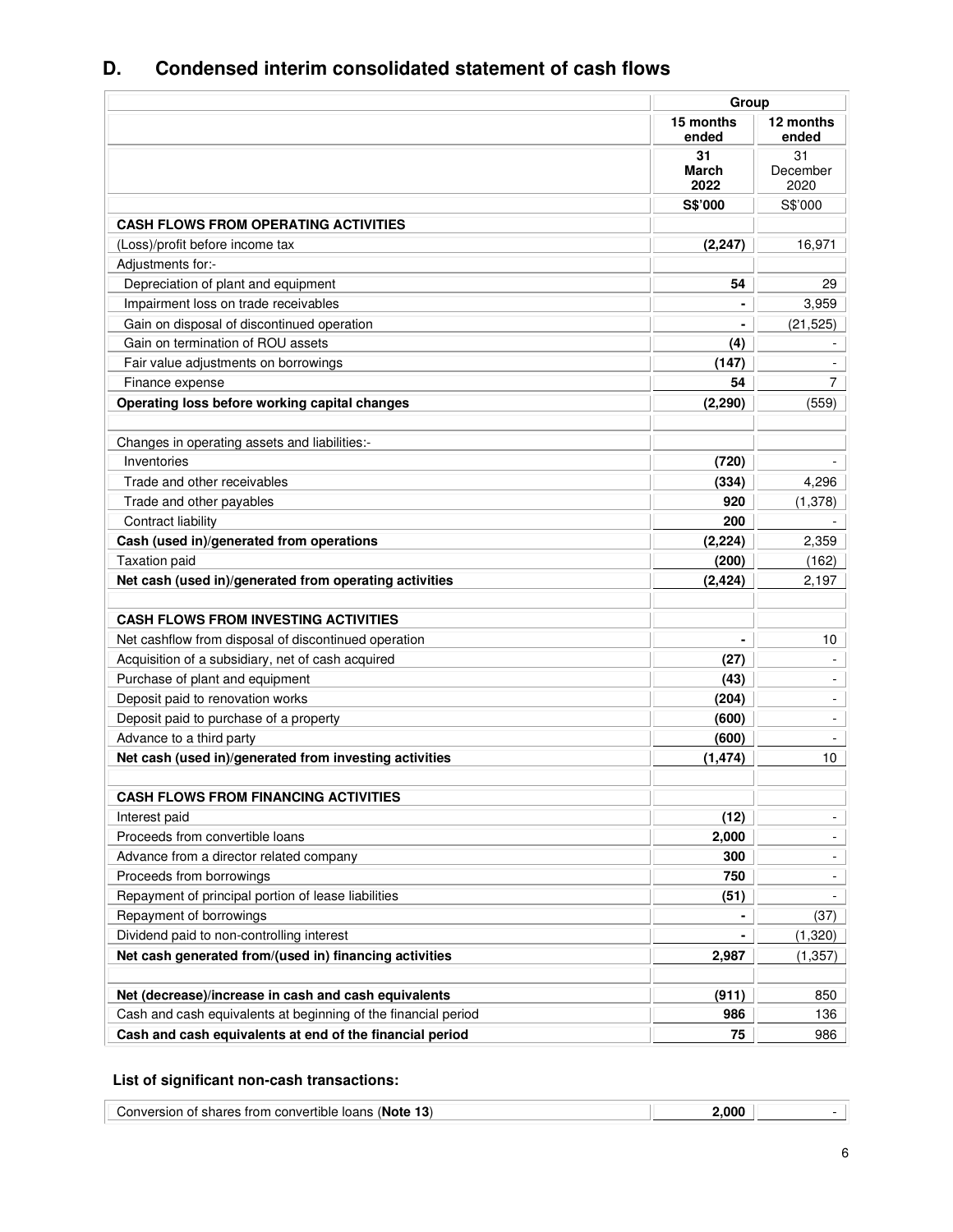## D. Condensed interim consolidated statement of cash flows

| | Group | |
|---|---|---|
| | 15 months ended | 12 months ended |
| | 31 March 2022 | 31 December 2020 |
| | S$'000 | S$'000 |
| **CASH FLOWS FROM OPERATING ACTIVITIES** | | |
| (Loss)/profit before income tax | **(2,247)** | 16,971 |
| Adjustments for:- | | |
| Depreciation of plant and equipment | **54** | 29 |
| Impairment loss on trade receivables | **-** | 3,959 |
| Gain on disposal of discontinued operation | **-** | (21,525) |
| Gain on termination of ROU assets | **(4)** | - |
| Fair value adjustments on borrowings | **(147)** | - |
| Finance expense | **54** | 7 |
| **Operating loss before working capital changes** | **(2,290)** | (559) |
| | | |
| Changes in operating assets and liabilities:- | | |
| Inventories | **(720)** | - |
| Trade and other receivables | **(334)** | 4,296 |
| Trade and other payables | **920** | (1,378) |
| Contract liability | **200** | - |
| **Cash (used in)/generated from operations** | **(2,224)** | 2,359 |
| Taxation paid | **(200)** | (162) |
| **Net cash (used in)/generated from operating activities** | **(2,424)** | 2,197 |
| | | |
| **CASH FLOWS FROM INVESTING ACTIVITIES** | | |
| Net cashflow from disposal of discontinued operation | **-** | 10 |
| Acquisition of a subsidiary, net of cash acquired | **(27)** | - |
| Purchase of plant and equipment | **(43)** | - |
| Deposit paid to renovation works | **(204)** | - |
| Deposit paid to purchase of a property | **(600)** | - |
| Advance to a third party | **(600)** | - |
| **Net cash (used in)/generated from investing activities** | **(1,474)** | 10 |
| | | |
| **CASH FLOWS FROM FINANCING ACTIVITIES** | | |
| Interest paid | **(12)** | - |
| Proceeds from convertible loans | **2,000** | - |
| Advance from a director related company | **300** | - |
| Proceeds from borrowings | **750** | - |
| Repayment of principal portion of lease liabilities | **(51)** | - |
| Repayment of borrowings | **-** | (37) |
| Dividend paid to non-controlling interest | **-** | (1,320) |
| **Net cash generated from/(used in) financing activities** | **2,987** | (1,357) |
| | | |
| **Net (decrease)/increase in cash and cash equivalents** | **(911)** | 850 |
| Cash and cash equivalents at beginning of the financial period | **986** | 136 |
| **Cash and cash equivalents at end of the financial period** | **75** | 986 |

### List of significant non-cash transactions:

| | | |
|---|---|---|
| Conversion of shares from convertible loans (**Note 13**) | **2,000** | - |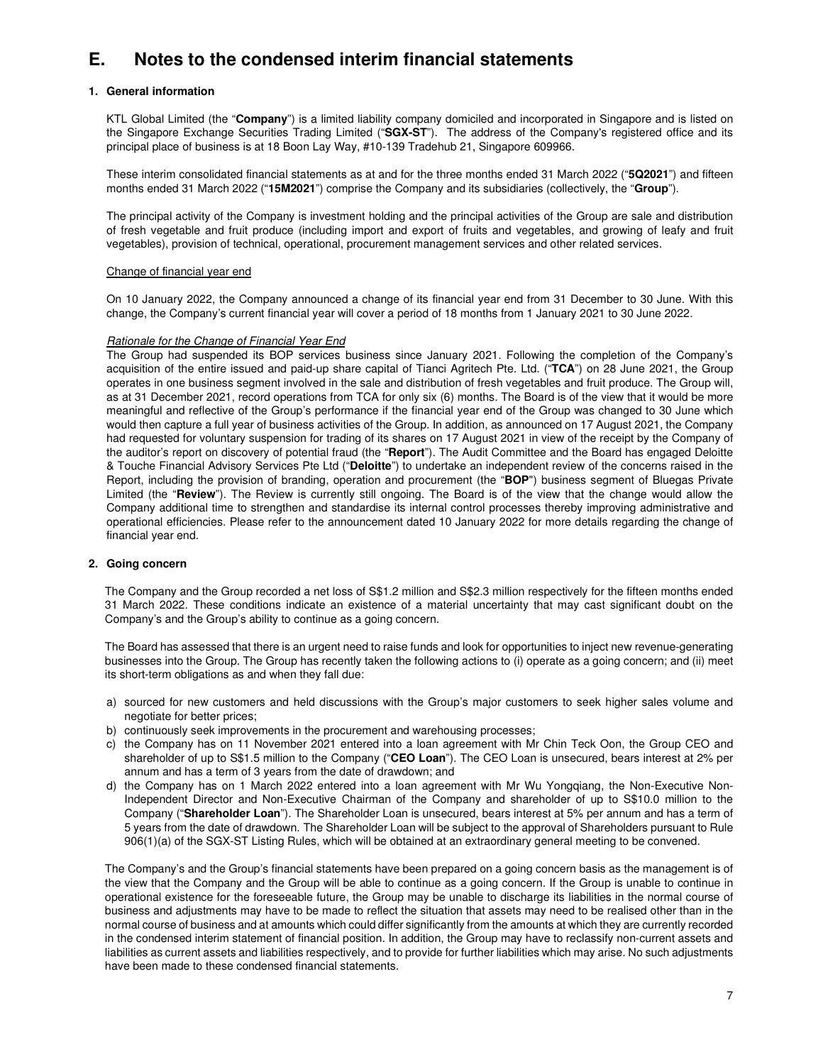# E. Notes to the condensed interim financial statements

### 1. General information

KTL Global Limited (the "**Company**") is a limited liability company domiciled and incorporated in Singapore and is listed on the Singapore Exchange Securities Trading Limited ("**SGX-ST**"). The address of the Company's registered office and its principal place of business is at 18 Boon Lay Way, #10-139 Tradehub 21, Singapore 609966.

These interim consolidated financial statements as at and for the three months ended 31 March 2022 ("**5Q2021**") and fifteen months ended 31 March 2022 ("**15M2021**") comprise the Company and its subsidiaries (collectively, the "**Group**").

The principal activity of the Company is investment holding and the principal activities of the Group are sale and distribution of fresh vegetable and fruit produce (including import and export of fruits and vegetables, and growing of leafy and fruit vegetables), provision of technical, operational, procurement management services and other related services.

Change of financial year end

On 10 January 2022, the Company announced a change of its financial year end from 31 December to 30 June. With this change, the Company's current financial year will cover a period of 18 months from 1 January 2021 to 30 June 2022.

*Rationale for the Change of Financial Year End*

The Group had suspended its BOP services business since January 2021. Following the completion of the Company's acquisition of the entire issued and paid-up share capital of Tianci Agritech Pte. Ltd. ("**TCA**") on 28 June 2021, the Group operates in one business segment involved in the sale and distribution of fresh vegetables and fruit produce. The Group will, as at 31 December 2021, record operations from TCA for only six (6) months. The Board is of the view that it would be more meaningful and reflective of the Group's performance if the financial year end of the Group was changed to 30 June which would then capture a full year of business activities of the Group. In addition, as announced on 17 August 2021, the Company had requested for voluntary suspension for trading of its shares on 17 August 2021 in view of the receipt by the Company of the auditor's report on discovery of potential fraud (the "**Report**"). The Audit Committee and the Board has engaged Deloitte & Touche Financial Advisory Services Pte Ltd ("**Deloitte**") to undertake an independent review of the concerns raised in the Report, including the provision of branding, operation and procurement (the "**BOP**") business segment of Bluegas Private Limited (the "**Review**"). The Review is currently still ongoing. The Board is of the view that the change would allow the Company additional time to strengthen and standardise its internal control processes thereby improving administrative and operational efficiencies. Please refer to the announcement dated 10 January 2022 for more details regarding the change of financial year end.

### 2. Going concern

The Company and the Group recorded a net loss of S$1.2 million and S$2.3 million respectively for the fifteen months ended 31 March 2022. These conditions indicate an existence of a material uncertainty that may cast significant doubt on the Company's and the Group's ability to continue as a going concern.

The Board has assessed that there is an urgent need to raise funds and look for opportunities to inject new revenue-generating businesses into the Group. The Group has recently taken the following actions to (i) operate as a going concern; and (ii) meet its short-term obligations as and when they fall due:

a) sourced for new customers and held discussions with the Group's major customers to seek higher sales volume and negotiate for better prices;
b) continuously seek improvements in the procurement and warehousing processes;
c) the Company has on 11 November 2021 entered into a loan agreement with Mr Chin Teck Oon, the Group CEO and shareholder of up to S$1.5 million to the Company ("**CEO Loan**"). The CEO Loan is unsecured, bears interest at 2% per annum and has a term of 3 years from the date of drawdown; and
d) the Company has on 1 March 2022 entered into a loan agreement with Mr Wu Yongqiang, the Non-Executive Non-Independent Director and Non-Executive Chairman of the Company and shareholder of up to S$10.0 million to the Company ("**Shareholder Loan**"). The Shareholder Loan is unsecured, bears interest at 5% per annum and has a term of 5 years from the date of drawdown. The Shareholder Loan will be subject to the approval of Shareholders pursuant to Rule 906(1)(a) of the SGX-ST Listing Rules, which will be obtained at an extraordinary general meeting to be convened.

The Company's and the Group's financial statements have been prepared on a going concern basis as the management is of the view that the Company and the Group will be able to continue as a going concern. If the Group is unable to continue in operational existence for the foreseeable future, the Group may be unable to discharge its liabilities in the normal course of business and adjustments may have to be made to reflect the situation that assets may need to be realised other than in the normal course of business and at amounts which could differ significantly from the amounts at which they are currently recorded in the condensed interim statement of financial position. In addition, the Group may have to reclassify non-current assets and liabilities as current assets and liabilities respectively, and to provide for further liabilities which may arise. No such adjustments have been made to these condensed financial statements.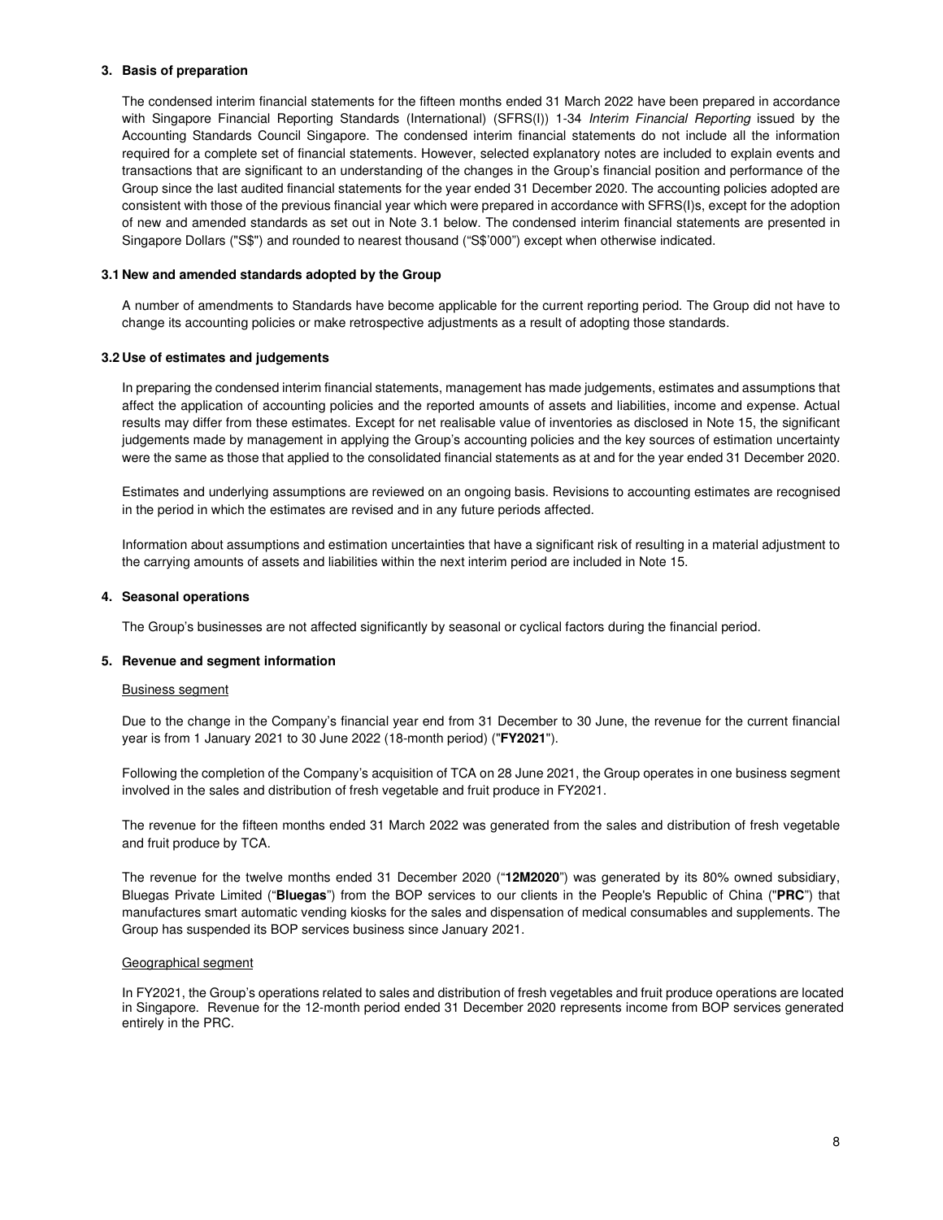### 3. Basis of preparation

The condensed interim financial statements for the fifteen months ended 31 March 2022 have been prepared in accordance with Singapore Financial Reporting Standards (International) (SFRS(I)) 1-34 *Interim Financial Reporting* issued by the Accounting Standards Council Singapore. The condensed interim financial statements do not include all the information required for a complete set of financial statements. However, selected explanatory notes are included to explain events and transactions that are significant to an understanding of the changes in the Group's financial position and performance of the Group since the last audited financial statements for the year ended 31 December 2020. The accounting policies adopted are consistent with those of the previous financial year which were prepared in accordance with SFRS(I)s, except for the adoption of new and amended standards as set out in Note 3.1 below. The condensed interim financial statements are presented in Singapore Dollars ("S$") and rounded to nearest thousand ("S$'000") except when otherwise indicated.

#### 3.1 New and amended standards adopted by the Group

A number of amendments to Standards have become applicable for the current reporting period. The Group did not have to change its accounting policies or make retrospective adjustments as a result of adopting those standards.

#### 3.2 Use of estimates and judgements

In preparing the condensed interim financial statements, management has made judgements, estimates and assumptions that affect the application of accounting policies and the reported amounts of assets and liabilities, income and expense. Actual results may differ from these estimates. Except for net realisable value of inventories as disclosed in Note 15, the significant judgements made by management in applying the Group's accounting policies and the key sources of estimation uncertainty were the same as those that applied to the consolidated financial statements as at and for the year ended 31 December 2020.

Estimates and underlying assumptions are reviewed on an ongoing basis. Revisions to accounting estimates are recognised in the period in which the estimates are revised and in any future periods affected.

Information about assumptions and estimation uncertainties that have a significant risk of resulting in a material adjustment to the carrying amounts of assets and liabilities within the next interim period are included in Note 15.

### 4. Seasonal operations

The Group's businesses are not affected significantly by seasonal or cyclical factors during the financial period.

### 5. Revenue and segment information

Business segment

Due to the change in the Company's financial year end from 31 December to 30 June, the revenue for the current financial year is from 1 January 2021 to 30 June 2022 (18-month period) ("**FY2021**").

Following the completion of the Company's acquisition of TCA on 28 June 2021, the Group operates in one business segment involved in the sales and distribution of fresh vegetable and fruit produce in FY2021.

The revenue for the fifteen months ended 31 March 2022 was generated from the sales and distribution of fresh vegetable and fruit produce by TCA.

The revenue for the twelve months ended 31 December 2020 ("**12M2020**") was generated by its 80% owned subsidiary, Bluegas Private Limited ("**Bluegas**") from the BOP services to our clients in the People's Republic of China ("**PRC**") that manufactures smart automatic vending kiosks for the sales and dispensation of medical consumables and supplements. The Group has suspended its BOP services business since January 2021.

Geographical segment

In FY2021, the Group's operations related to sales and distribution of fresh vegetables and fruit produce operations are located in Singapore. Revenue for the 12-month period ended 31 December 2020 represents income from BOP services generated entirely in the PRC.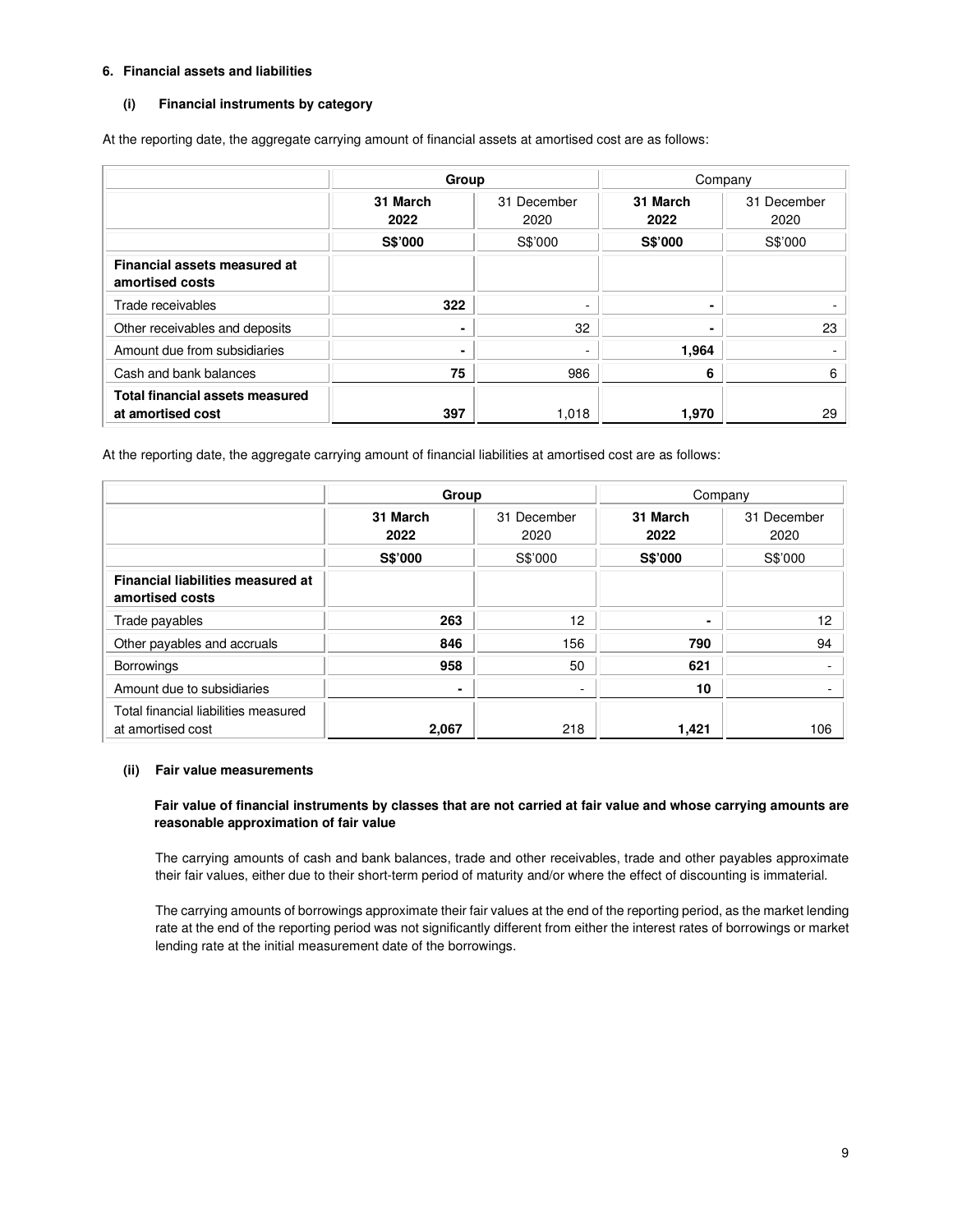**6. Financial assets and liabilities**

**(i) Financial instruments by category**

At the reporting date, the aggregate carrying amount of financial assets at amortised cost are as follows:

| | **Group** | | Company | |
|---|---|---|---|---|
| | **31 March 2022** | 31 December 2020 | **31 March 2022** | 31 December 2020 |
| | **S$'000** | S$'000 | **S$'000** | S$'000 |
| **Financial assets measured at amortised costs** | | | | |
| Trade receivables | **322** | - | **-** | - |
| Other receivables and deposits | **-** | 32 | **-** | 23 |
| Amount due from subsidiaries | **-** | - | **1,964** | - |
| Cash and bank balances | **75** | 986 | **6** | 6 |
| **Total financial assets measured at amortised cost** | **397** | 1,018 | **1,970** | 29 |

At the reporting date, the aggregate carrying amount of financial liabilities at amortised cost are as follows:

| | **Group** | | Company | |
|---|---|---|---|---|
| | **31 March 2022** | 31 December 2020 | **31 March 2022** | 31 December 2020 |
| | **S$'000** | S$'000 | **S$'000** | S$'000 |
| **Financial liabilities measured at amortised costs** | | | | |
| Trade payables | **263** | 12 | **-** | 12 |
| Other payables and accruals | **846** | 156 | **790** | 94 |
| Borrowings | **958** | 50 | **621** | - |
| Amount due to subsidiaries | **-** | - | **10** | - |
| Total financial liabilities measured at amortised cost | **2,067** | 218 | **1,421** | 106 |

**(ii) Fair value measurements**

**Fair value of financial instruments by classes that are not carried at fair value and whose carrying amounts are reasonable approximation of fair value**

The carrying amounts of cash and bank balances, trade and other receivables, trade and other payables approximate their fair values, either due to their short-term period of maturity and/or where the effect of discounting is immaterial.

The carrying amounts of borrowings approximate their fair values at the end of the reporting period, as the market lending rate at the end of the reporting period was not significantly different from either the interest rates of borrowings or market lending rate at the initial measurement date of the borrowings.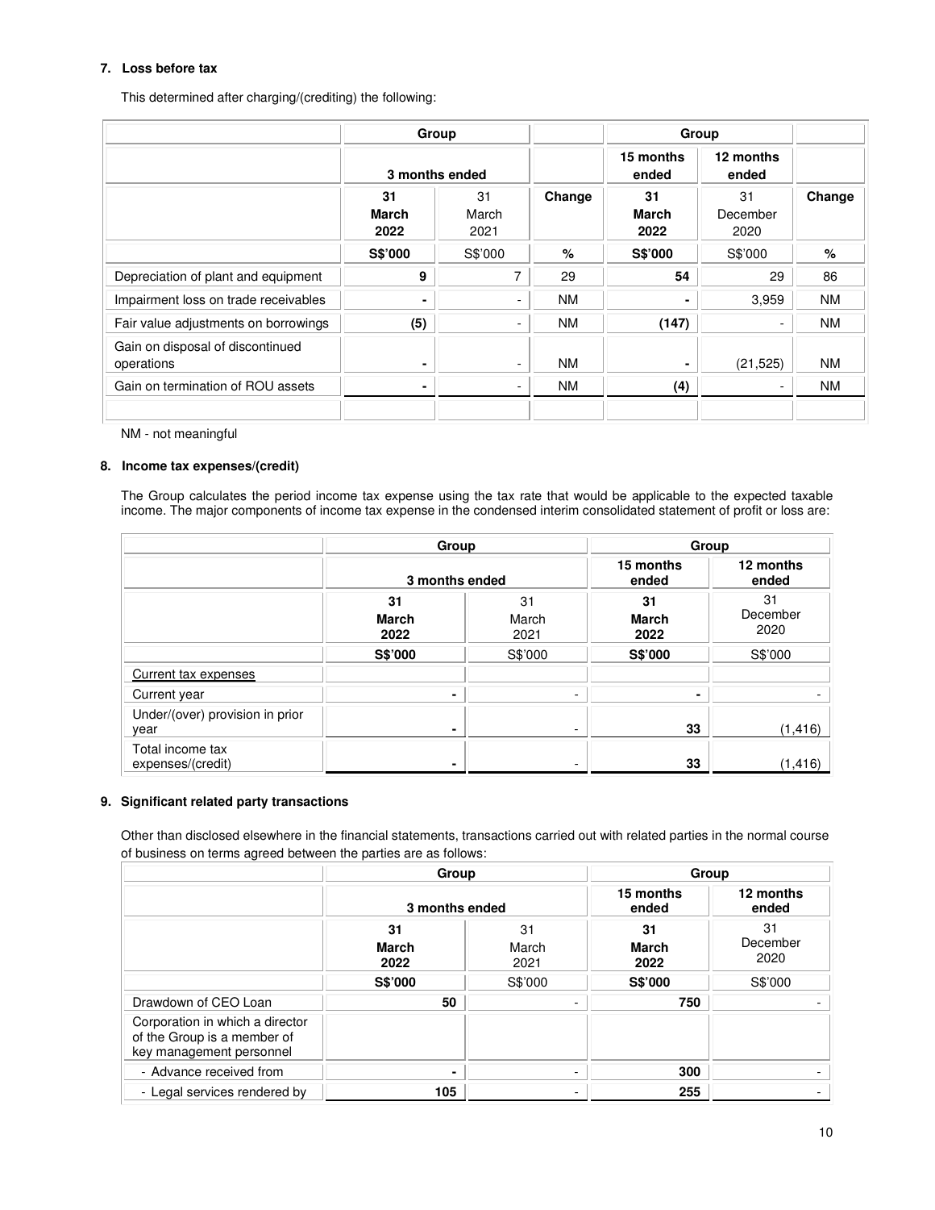### 7. Loss before tax

This determined after charging/(crediting) the following:

| | Group | | | Group | | |
|---|---|---|---|---|---|---|
| | 3 months ended | | | 15 months ended | 12 months ended | |
| | **31 March 2022** | 31 March 2021 | **Change** | **31 March 2022** | 31 December 2020 | **Change** |
| | **S$'000** | S$'000 | **%** | **S$'000** | S$'000 | **%** |
| Depreciation of plant and equipment | **9** | 7 | 29 | **54** | 29 | 86 |
| Impairment loss on trade receivables | **-** | - | NM | **-** | 3,959 | NM |
| Fair value adjustments on borrowings | **(5)** | - | NM | **(147)** | - | NM |
| Gain on disposal of discontinued operations | **-** | - | NM | **-** | (21,525) | NM |
| Gain on termination of ROU assets | **-** | - | NM | **(4)** | - | NM |

NM - not meaningful

### 8. Income tax expenses/(credit)

The Group calculates the period income tax expense using the tax rate that would be applicable to the expected taxable income. The major components of income tax expense in the condensed interim consolidated statement of profit or loss are:

| | Group | | Group | |
|---|---|---|---|---|
| | 3 months ended | | 15 months ended | 12 months ended |
| | **31 March 2022** | 31 March 2021 | **31 March 2022** | 31 December 2020 |
| | **S$'000** | S$'000 | **S$'000** | S$'000 |
| Current tax expenses | | | | |
| Current year | **-** | - | **-** | - |
| Under/(over) provision in prior year | **-** | - | **33** | (1,416) |
| Total income tax expenses/(credit) | **-** | - | **33** | (1,416) |

### 9. Significant related party transactions

Other than disclosed elsewhere in the financial statements, transactions carried out with related parties in the normal course of business on terms agreed between the parties are as follows:

| | Group | | Group | |
|---|---|---|---|---|
| | 3 months ended | | 15 months ended | 12 months ended |
| | **31 March 2022** | 31 March 2021 | **31 March 2022** | 31 December 2020 |
| | **S$'000** | S$'000 | **S$'000** | S$'000 |
| Drawdown of CEO Loan | **50** | - | **750** | - |
| Corporation in which a director of the Group is a member of key management personnel | | | | |
| - Advance received from | **-** | - | **300** | - |
| - Legal services rendered by | **105** | - | **255** | - |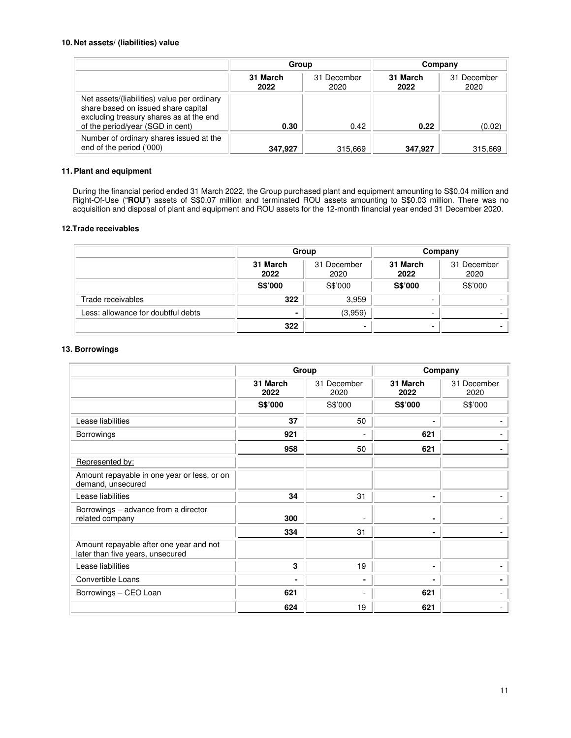## 10. Net assets/ (liabilities) value

| | Group | | Company | |
|---|---|---|---|---|
| | **31 March 2022** | 31 December 2020 | **31 March 2022** | 31 December 2020 |
| Net assets/(liabilities) value per ordinary share based on issued share capital excluding treasury shares as at the end of the period/year (SGD in cent) | **0.30** | 0.42 | **0.22** | (0.02) |
| Number of ordinary shares issued at the end of the period ('000) | **347,927** | 315,669 | **347,927** | 315,669 |

## 11. Plant and equipment

During the financial period ended 31 March 2022, the Group purchased plant and equipment amounting to S$0.04 million and Right-Of-Use ("**ROU**") assets of S$0.07 million and terminated ROU assets amounting to S$0.03 million. There was no acquisition and disposal of plant and equipment and ROU assets for the 12-month financial year ended 31 December 2020.

## 12. Trade receivables

| | Group | | Company | |
|---|---|---|---|---|
| | **31 March 2022** | 31 December 2020 | **31 March 2022** | 31 December 2020 |
| | **S$'000** | S$'000 | **S$'000** | S$'000 |
| Trade receivables | **322** | 3,959 | - | - |
| Less: allowance for doubtful debts | **-** | (3,959) | - | - |
| | **322** | - | - | - |

## 13. Borrowings

| | Group | | Company | |
|---|---|---|---|---|
| | **31 March 2022** | 31 December 2020 | **31 March 2022** | 31 December 2020 |
| | **S$'000** | S$'000 | **S$'000** | S$'000 |
| Lease liabilities | **37** | 50 | - | - |
| Borrowings | **921** | - | **621** | - |
| | **958** | 50 | **621** | - |
| Represented by: | | | | |
| Amount repayable in one year or less, or on demand, unsecured | | | | |
| Lease liabilities | **34** | 31 | **-** | - |
| Borrowings – advance from a director related company | **300** | - | **-** | - |
| | **334** | 31 | **-** | - |
| Amount repayable after one year and not later than five years, unsecured | | | | |
| Lease liabilities | **3** | 19 | **-** | - |
| Convertible Loans | **-** | **-** | **-** | **-** |
| Borrowings – CEO Loan | **621** | - | **621** | - |
| | **624** | 19 | **621** | - |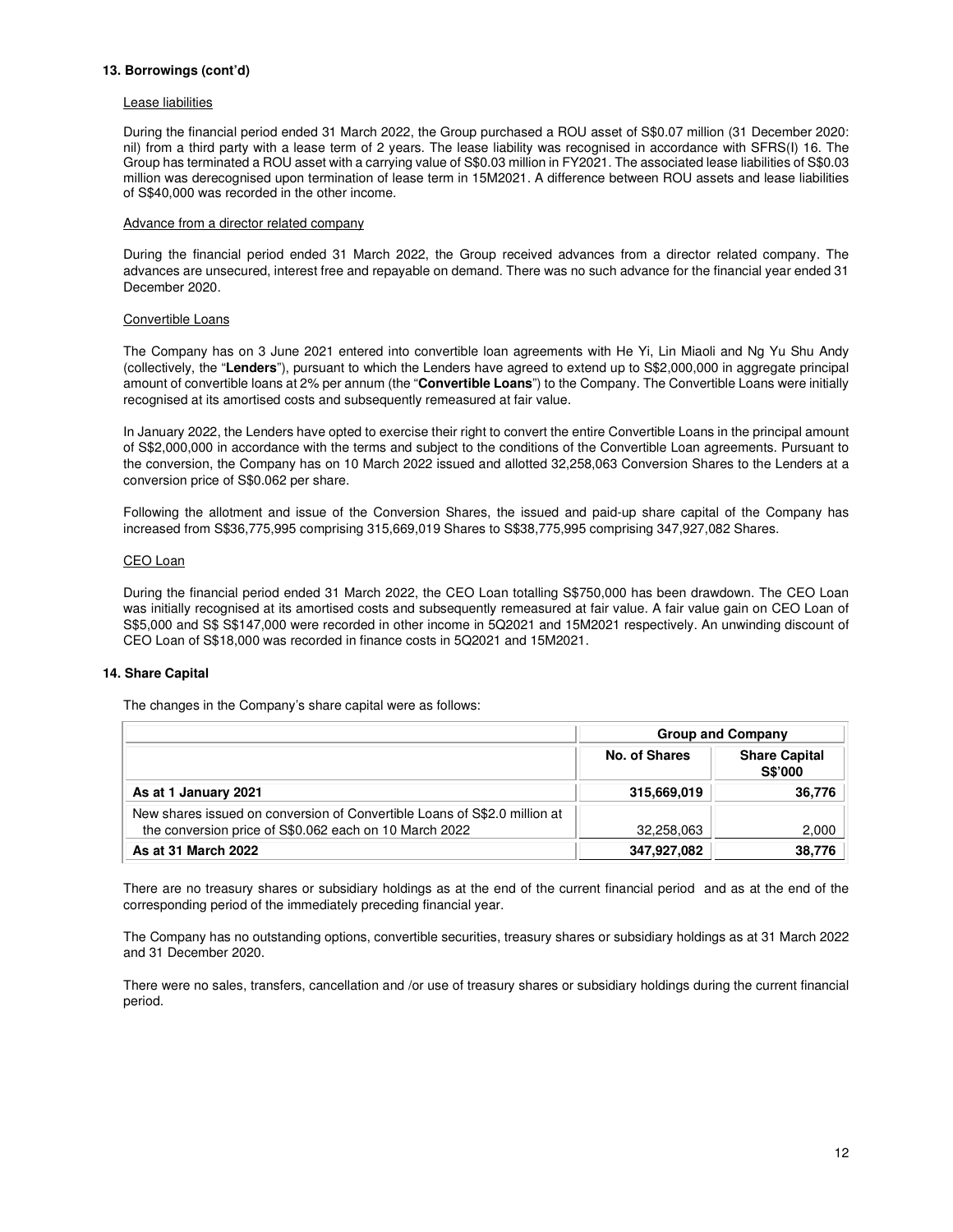**13. Borrowings (cont'd)**

Lease liabilities

During the financial period ended 31 March 2022, the Group purchased a ROU asset of S$0.07 million (31 December 2020: nil) from a third party with a lease term of 2 years. The lease liability was recognised in accordance with SFRS(I) 16. The Group has terminated a ROU asset with a carrying value of S$0.03 million in FY2021. The associated lease liabilities of S$0.03 million was derecognised upon termination of lease term in 15M2021. A difference between ROU assets and lease liabilities of S$40,000 was recorded in the other income.

Advance from a director related company

During the financial period ended 31 March 2022, the Group received advances from a director related company. The advances are unsecured, interest free and repayable on demand. There was no such advance for the financial year ended 31 December 2020.

Convertible Loans

The Company has on 3 June 2021 entered into convertible loan agreements with He Yi, Lin Miaoli and Ng Yu Shu Andy (collectively, the "**Lenders**"), pursuant to which the Lenders have agreed to extend up to S$2,000,000 in aggregate principal amount of convertible loans at 2% per annum (the "**Convertible Loans**") to the Company. The Convertible Loans were initially recognised at its amortised costs and subsequently remeasured at fair value.

In January 2022, the Lenders have opted to exercise their right to convert the entire Convertible Loans in the principal amount of S$2,000,000 in accordance with the terms and subject to the conditions of the Convertible Loan agreements. Pursuant to the conversion, the Company has on 10 March 2022 issued and allotted 32,258,063 Conversion Shares to the Lenders at a conversion price of S$0.062 per share.

Following the allotment and issue of the Conversion Shares, the issued and paid-up share capital of the Company has increased from S$36,775,995 comprising 315,669,019 Shares to S$38,775,995 comprising 347,927,082 Shares.

CEO Loan

During the financial period ended 31 March 2022, the CEO Loan totalling S$750,000 has been drawdown. The CEO Loan was initially recognised at its amortised costs and subsequently remeasured at fair value. A fair value gain on CEO Loan of S$5,000 and S$ S$147,000 were recorded in other income in 5Q2021 and 15M2021 respectively. An unwinding discount of CEO Loan of S$18,000 was recorded in finance costs in 5Q2021 and 15M2021.

**14. Share Capital**

The changes in the Company's share capital were as follows:

| | Group and Company | |
|---|---|---|
| | **No. of Shares** | **Share Capital S$'000** |
| **As at 1 January 2021** | **315,669,019** | **36,776** |
| New shares issued on conversion of Convertible Loans of S$2.0 million at the conversion price of S$0.062 each on 10 March 2022 | 32,258,063 | 2,000 |
| **As at 31 March 2022** | **347,927,082** | **38,776** |

There are no treasury shares or subsidiary holdings as at the end of the current financial period and as at the end of the corresponding period of the immediately preceding financial year.

The Company has no outstanding options, convertible securities, treasury shares or subsidiary holdings as at 31 March 2022 and 31 December 2020.

There were no sales, transfers, cancellation and /or use of treasury shares or subsidiary holdings during the current financial period.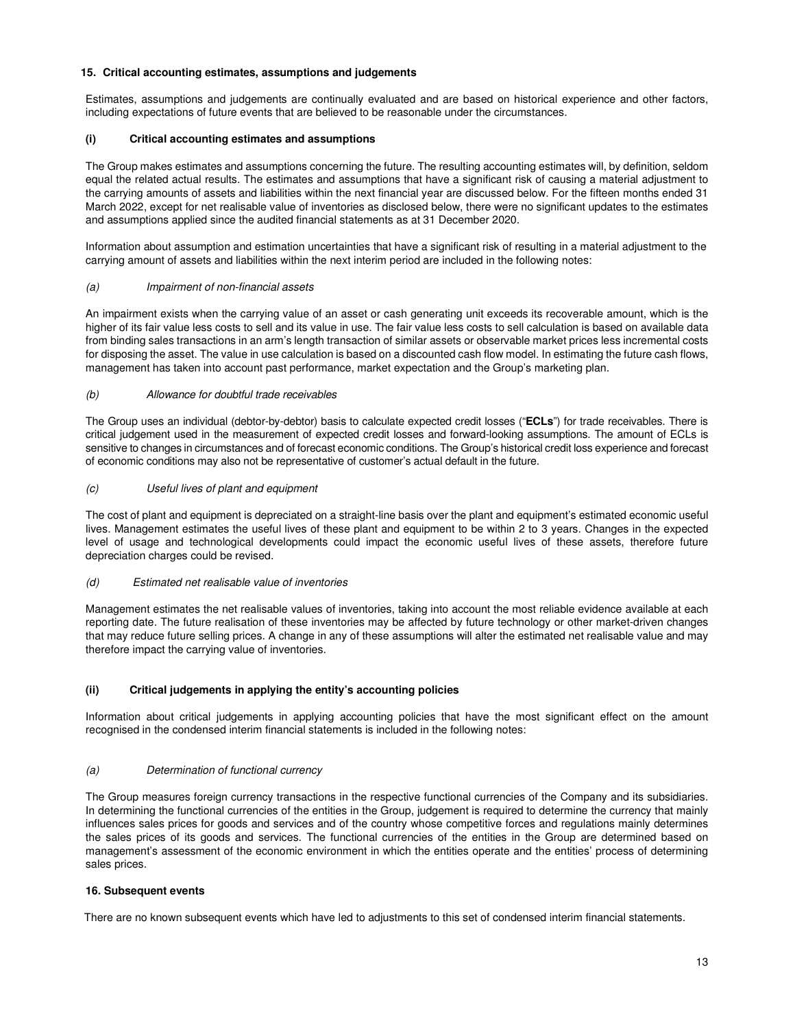### 15. Critical accounting estimates, assumptions and judgements

Estimates, assumptions and judgements are continually evaluated and are based on historical experience and other factors, including expectations of future events that are believed to be reasonable under the circumstances.

#### (i) Critical accounting estimates and assumptions

The Group makes estimates and assumptions concerning the future. The resulting accounting estimates will, by definition, seldom equal the related actual results. The estimates and assumptions that have a significant risk of causing a material adjustment to the carrying amounts of assets and liabilities within the next financial year are discussed below. For the fifteen months ended 31 March 2022, except for net realisable value of inventories as disclosed below, there were no significant updates to the estimates and assumptions applied since the audited financial statements as at 31 December 2020.

Information about assumption and estimation uncertainties that have a significant risk of resulting in a material adjustment to the carrying amount of assets and liabilities within the next interim period are included in the following notes:

*(a) Impairment of non-financial assets*

An impairment exists when the carrying value of an asset or cash generating unit exceeds its recoverable amount, which is the higher of its fair value less costs to sell and its value in use. The fair value less costs to sell calculation is based on available data from binding sales transactions in an arm's length transaction of similar assets or observable market prices less incremental costs for disposing the asset. The value in use calculation is based on a discounted cash flow model. In estimating the future cash flows, management has taken into account past performance, market expectation and the Group's marketing plan.

*(b) Allowance for doubtful trade receivables*

The Group uses an individual (debtor-by-debtor) basis to calculate expected credit losses ("**ECLs**") for trade receivables. There is critical judgement used in the measurement of expected credit losses and forward-looking assumptions. The amount of ECLs is sensitive to changes in circumstances and of forecast economic conditions. The Group's historical credit loss experience and forecast of economic conditions may also not be representative of customer's actual default in the future.

*(c) Useful lives of plant and equipment*

The cost of plant and equipment is depreciated on a straight-line basis over the plant and equipment's estimated economic useful lives. Management estimates the useful lives of these plant and equipment to be within 2 to 3 years. Changes in the expected level of usage and technological developments could impact the economic useful lives of these assets, therefore future depreciation charges could be revised.

*(d) Estimated net realisable value of inventories*

Management estimates the net realisable values of inventories, taking into account the most reliable evidence available at each reporting date. The future realisation of these inventories may be affected by future technology or other market-driven changes that may reduce future selling prices. A change in any of these assumptions will alter the estimated net realisable value and may therefore impact the carrying value of inventories.

#### (ii) Critical judgements in applying the entity's accounting policies

Information about critical judgements in applying accounting policies that have the most significant effect on the amount recognised in the condensed interim financial statements is included in the following notes:

*(a) Determination of functional currency*

The Group measures foreign currency transactions in the respective functional currencies of the Company and its subsidiaries. In determining the functional currencies of the entities in the Group, judgement is required to determine the currency that mainly influences sales prices for goods and services and of the country whose competitive forces and regulations mainly determines the sales prices of its goods and services. The functional currencies of the entities in the Group are determined based on management's assessment of the economic environment in which the entities operate and the entities' process of determining sales prices.

### 16. Subsequent events

There are no known subsequent events which have led to adjustments to this set of condensed interim financial statements.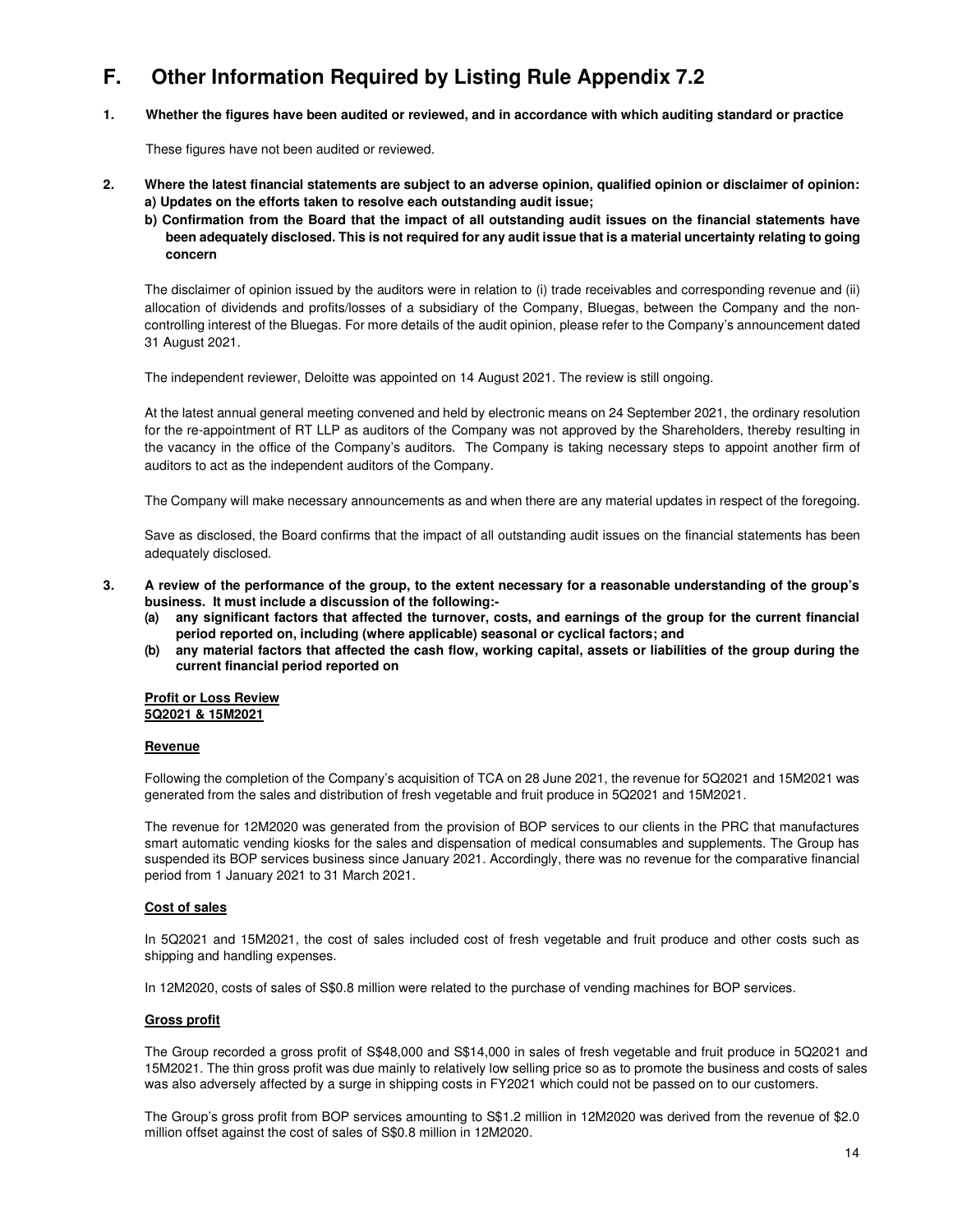# F. Other Information Required by Listing Rule Appendix 7.2

**1. Whether the figures have been audited or reviewed, and in accordance with which auditing standard or practice**

These figures have not been audited or reviewed.

**2. Where the latest financial statements are subject to an adverse opinion, qualified opinion or disclaimer of opinion:**
**a) Updates on the efforts taken to resolve each outstanding audit issue;**
**b) Confirmation from the Board that the impact of all outstanding audit issues on the financial statements have been adequately disclosed. This is not required for any audit issue that is a material uncertainty relating to going concern**

The disclaimer of opinion issued by the auditors were in relation to (i) trade receivables and corresponding revenue and (ii) allocation of dividends and profits/losses of a subsidiary of the Company, Bluegas, between the Company and the non-controlling interest of the Bluegas. For more details of the audit opinion, please refer to the Company's announcement dated 31 August 2021.

The independent reviewer, Deloitte was appointed on 14 August 2021. The review is still ongoing.

At the latest annual general meeting convened and held by electronic means on 24 September 2021, the ordinary resolution for the re-appointment of RT LLP as auditors of the Company was not approved by the Shareholders, thereby resulting in the vacancy in the office of the Company's auditors. The Company is taking necessary steps to appoint another firm of auditors to act as the independent auditors of the Company.

The Company will make necessary announcements as and when there are any material updates in respect of the foregoing.

Save as disclosed, the Board confirms that the impact of all outstanding audit issues on the financial statements has been adequately disclosed.

**3. A review of the performance of the group, to the extent necessary for a reasonable understanding of the group's business. It must include a discussion of the following:-**
**(a) any significant factors that affected the turnover, costs, and earnings of the group for the current financial period reported on, including (where applicable) seasonal or cyclical factors; and**
**(b) any material factors that affected the cash flow, working capital, assets or liabilities of the group during the current financial period reported on**

**Profit or Loss Review**
**5Q2021 & 15M2021**

**Revenue**

Following the completion of the Company's acquisition of TCA on 28 June 2021, the revenue for 5Q2021 and 15M2021 was generated from the sales and distribution of fresh vegetable and fruit produce in 5Q2021 and 15M2021.

The revenue for 12M2020 was generated from the provision of BOP services to our clients in the PRC that manufactures smart automatic vending kiosks for the sales and dispensation of medical consumables and supplements. The Group has suspended its BOP services business since January 2021. Accordingly, there was no revenue for the comparative financial period from 1 January 2021 to 31 March 2021.

**Cost of sales**

In 5Q2021 and 15M2021, the cost of sales included cost of fresh vegetable and fruit produce and other costs such as shipping and handling expenses.

In 12M2020, costs of sales of S$0.8 million were related to the purchase of vending machines for BOP services.

**Gross profit**

The Group recorded a gross profit of S$48,000 and S$14,000 in sales of fresh vegetable and fruit produce in 5Q2021 and 15M2021. The thin gross profit was due mainly to relatively low selling price so as to promote the business and costs of sales was also adversely affected by a surge in shipping costs in FY2021 which could not be passed on to our customers.

The Group's gross profit from BOP services amounting to S$1.2 million in 12M2020 was derived from the revenue of $2.0 million offset against the cost of sales of S$0.8 million in 12M2020.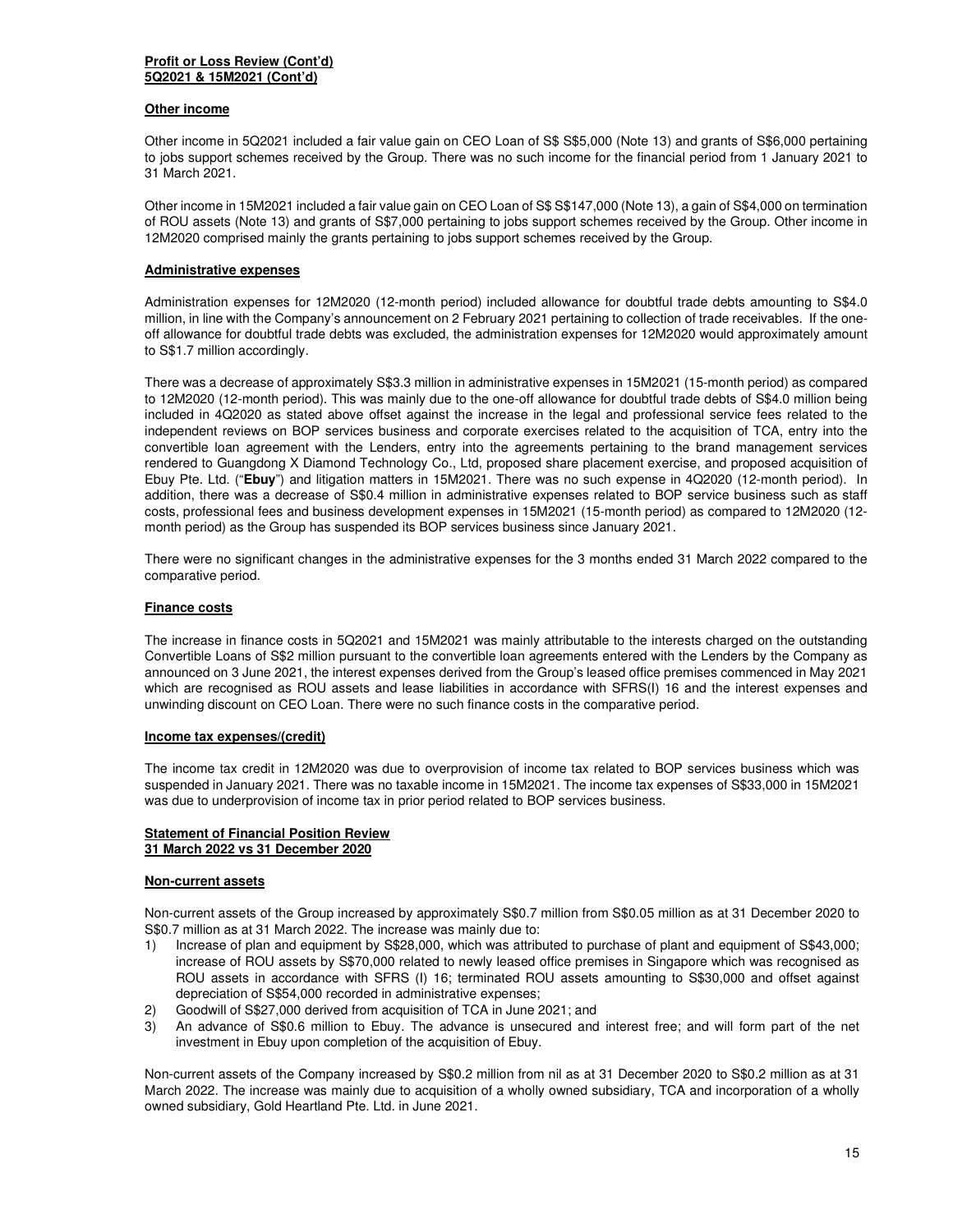**Profit or Loss Review (Cont'd)**
**5Q2021 & 15M2021 (Cont'd)**

**Other income**

Other income in 5Q2021 included a fair value gain on CEO Loan of S$ S$5,000 (Note 13) and grants of S$6,000 pertaining to jobs support schemes received by the Group. There was no such income for the financial period from 1 January 2021 to 31 March 2021.

Other income in 15M2021 included a fair value gain on CEO Loan of S$ S$147,000 (Note 13), a gain of S$4,000 on termination of ROU assets (Note 13) and grants of S$7,000 pertaining to jobs support schemes received by the Group. Other income in 12M2020 comprised mainly the grants pertaining to jobs support schemes received by the Group.

**Administrative expenses**

Administration expenses for 12M2020 (12-month period) included allowance for doubtful trade debts amounting to S$4.0 million, in line with the Company's announcement on 2 February 2021 pertaining to collection of trade receivables. If the one-off allowance for doubtful trade debts was excluded, the administration expenses for 12M2020 would approximately amount to S$1.7 million accordingly.

There was a decrease of approximately S$3.3 million in administrative expenses in 15M2021 (15-month period) as compared to 12M2020 (12-month period). This was mainly due to the one-off allowance for doubtful trade debts of S$4.0 million being included in 4Q2020 as stated above offset against the increase in the legal and professional service fees related to the independent reviews on BOP services business and corporate exercises related to the acquisition of TCA, entry into the convertible loan agreement with the Lenders, entry into the agreements pertaining to the brand management services rendered to Guangdong X Diamond Technology Co., Ltd, proposed share placement exercise, and proposed acquisition of Ebuy Pte. Ltd. ("**Ebuy**") and litigation matters in 15M2021. There was no such expense in 4Q2020 (12-month period). In addition, there was a decrease of S$0.4 million in administrative expenses related to BOP service business such as staff costs, professional fees and business development expenses in 15M2021 (15-month period) as compared to 12M2020 (12-month period) as the Group has suspended its BOP services business since January 2021.

There were no significant changes in the administrative expenses for the 3 months ended 31 March 2022 compared to the comparative period.

**Finance costs**

The increase in finance costs in 5Q2021 and 15M2021 was mainly attributable to the interests charged on the outstanding Convertible Loans of S$2 million pursuant to the convertible loan agreements entered with the Lenders by the Company as announced on 3 June 2021, the interest expenses derived from the Group's leased office premises commenced in May 2021 which are recognised as ROU assets and lease liabilities in accordance with SFRS(I) 16 and the interest expenses and unwinding discount on CEO Loan. There were no such finance costs in the comparative period.

**Income tax expenses/(credit)**

The income tax credit in 12M2020 was due to overprovision of income tax related to BOP services business which was suspended in January 2021. There was no taxable income in 15M2021. The income tax expenses of S$33,000 in 15M2021 was due to underprovision of income tax in prior period related to BOP services business.

**Statement of Financial Position Review**
**31 March 2022 vs 31 December 2020**

**Non-current assets**

Non-current assets of the Group increased by approximately S$0.7 million from S$0.05 million as at 31 December 2020 to S$0.7 million as at 31 March 2022. The increase was mainly due to:

1) Increase of plan and equipment by S$28,000, which was attributed to purchase of plant and equipment of S$43,000; increase of ROU assets by S$70,000 related to newly leased office premises in Singapore which was recognised as ROU assets in accordance with SFRS (I) 16; terminated ROU assets amounting to S$30,000 and offset against depreciation of S$54,000 recorded in administrative expenses;
2) Goodwill of S$27,000 derived from acquisition of TCA in June 2021; and
3) An advance of S$0.6 million to Ebuy. The advance is unsecured and interest free; and will form part of the net investment in Ebuy upon completion of the acquisition of Ebuy.

Non-current assets of the Company increased by S$0.2 million from nil as at 31 December 2020 to S$0.2 million as at 31 March 2022. The increase was mainly due to acquisition of a wholly owned subsidiary, TCA and incorporation of a wholly owned subsidiary, Gold Heartland Pte. Ltd. in June 2021.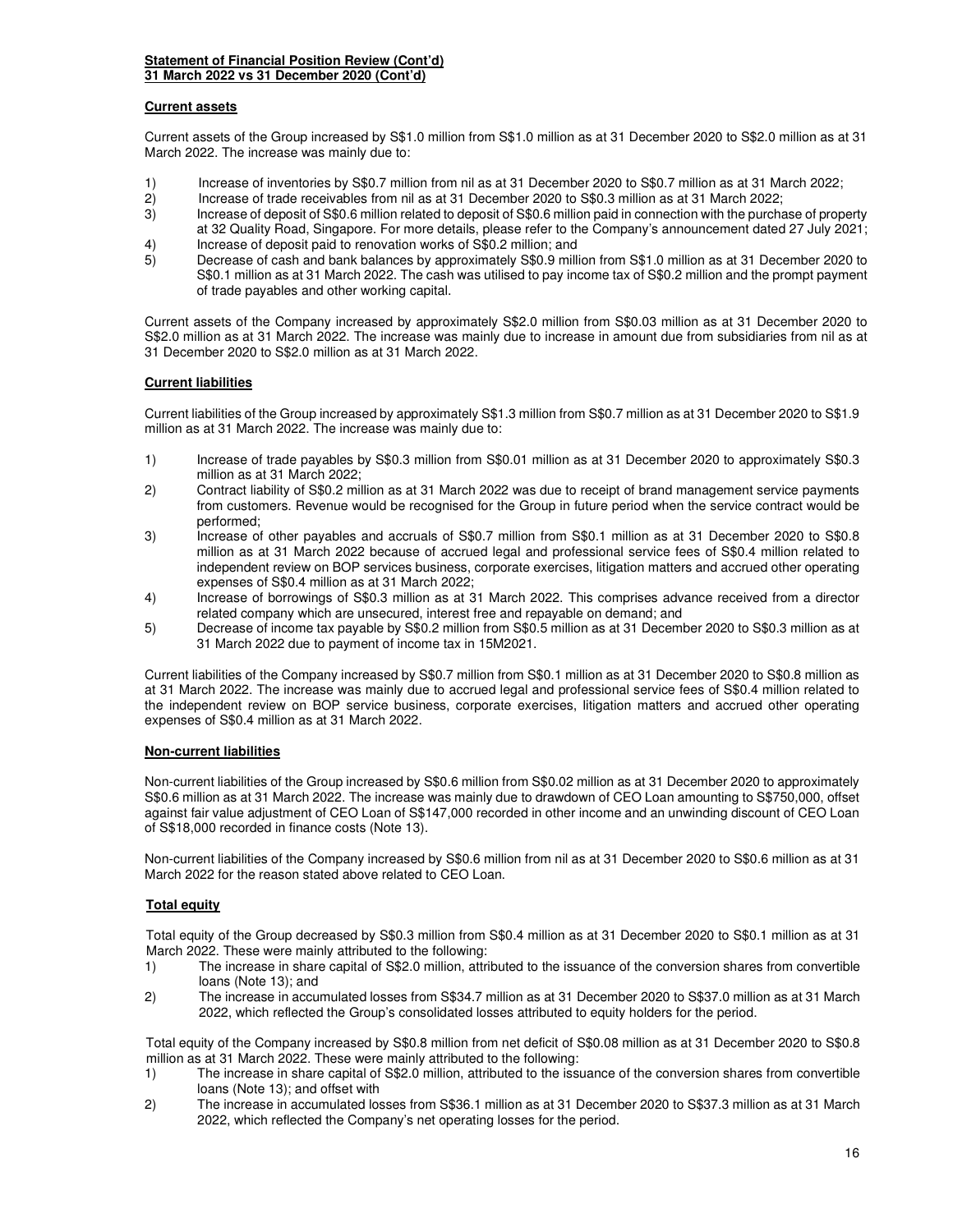**Statement of Financial Position Review (Cont'd)**
**31 March 2022 vs 31 December 2020 (Cont'd)**

**Current assets**

Current assets of the Group increased by S$1.0 million from S$1.0 million as at 31 December 2020 to S$2.0 million as at 31 March 2022. The increase was mainly due to:

1) Increase of inventories by S$0.7 million from nil as at 31 December 2020 to S$0.7 million as at 31 March 2022;
2) Increase of trade receivables from nil as at 31 December 2020 to S$0.3 million as at 31 March 2022;
3) Increase of deposit of S$0.6 million related to deposit of S$0.6 million paid in connection with the purchase of property at 32 Quality Road, Singapore. For more details, please refer to the Company's announcement dated 27 July 2021;
4) Increase of deposit paid to renovation works of S$0.2 million; and
5) Decrease of cash and bank balances by approximately S$0.9 million from S$1.0 million as at 31 December 2020 to S$0.1 million as at 31 March 2022. The cash was utilised to pay income tax of S$0.2 million and the prompt payment of trade payables and other working capital.

Current assets of the Company increased by approximately S$2.0 million from S$0.03 million as at 31 December 2020 to S$2.0 million as at 31 March 2022. The increase was mainly due to increase in amount due from subsidiaries from nil as at 31 December 2020 to S$2.0 million as at 31 March 2022.

**Current liabilities**

Current liabilities of the Group increased by approximately S$1.3 million from S$0.7 million as at 31 December 2020 to S$1.9 million as at 31 March 2022. The increase was mainly due to:

1) Increase of trade payables by S$0.3 million from S$0.01 million as at 31 December 2020 to approximately S$0.3 million as at 31 March 2022;
2) Contract liability of S$0.2 million as at 31 March 2022 was due to receipt of brand management service payments from customers. Revenue would be recognised for the Group in future period when the service contract would be performed;
3) Increase of other payables and accruals of S$0.7 million from S$0.1 million as at 31 December 2020 to S$0.8 million as at 31 March 2022 because of accrued legal and professional service fees of S$0.4 million related to independent review on BOP services business, corporate exercises, litigation matters and accrued other operating expenses of S$0.4 million as at 31 March 2022;
4) Increase of borrowings of S$0.3 million as at 31 March 2022. This comprises advance received from a director related company which are unsecured, interest free and repayable on demand; and
5) Decrease of income tax payable by S$0.2 million from S$0.5 million as at 31 December 2020 to S$0.3 million as at 31 March 2022 due to payment of income tax in 15M2021.

Current liabilities of the Company increased by S$0.7 million from S$0.1 million as at 31 December 2020 to S$0.8 million as at 31 March 2022. The increase was mainly due to accrued legal and professional service fees of S$0.4 million related to the independent review on BOP service business, corporate exercises, litigation matters and accrued other operating expenses of S$0.4 million as at 31 March 2022.

**Non-current liabilities**

Non-current liabilities of the Group increased by S$0.6 million from S$0.02 million as at 31 December 2020 to approximately S$0.6 million as at 31 March 2022. The increase was mainly due to drawdown of CEO Loan amounting to S$750,000, offset against fair value adjustment of CEO Loan of S$147,000 recorded in other income and an unwinding discount of CEO Loan of S$18,000 recorded in finance costs (Note 13).

Non-current liabilities of the Company increased by S$0.6 million from nil as at 31 December 2020 to S$0.6 million as at 31 March 2022 for the reason stated above related to CEO Loan.

**Total equity**

Total equity of the Group decreased by S$0.3 million from S$0.4 million as at 31 December 2020 to S$0.1 million as at 31 March 2022. These were mainly attributed to the following:

1) The increase in share capital of S$2.0 million, attributed to the issuance of the conversion shares from convertible loans (Note 13); and
2) The increase in accumulated losses from S$34.7 million as at 31 December 2020 to S$37.0 million as at 31 March 2022, which reflected the Group's consolidated losses attributed to equity holders for the period.

Total equity of the Company increased by S$0.8 million from net deficit of S$0.08 million as at 31 December 2020 to S$0.8 million as at 31 March 2022. These were mainly attributed to the following:

1) The increase in share capital of S$2.0 million, attributed to the issuance of the conversion shares from convertible loans (Note 13); and offset with
2) The increase in accumulated losses from S$36.1 million as at 31 December 2020 to S$37.3 million as at 31 March 2022, which reflected the Company's net operating losses for the period.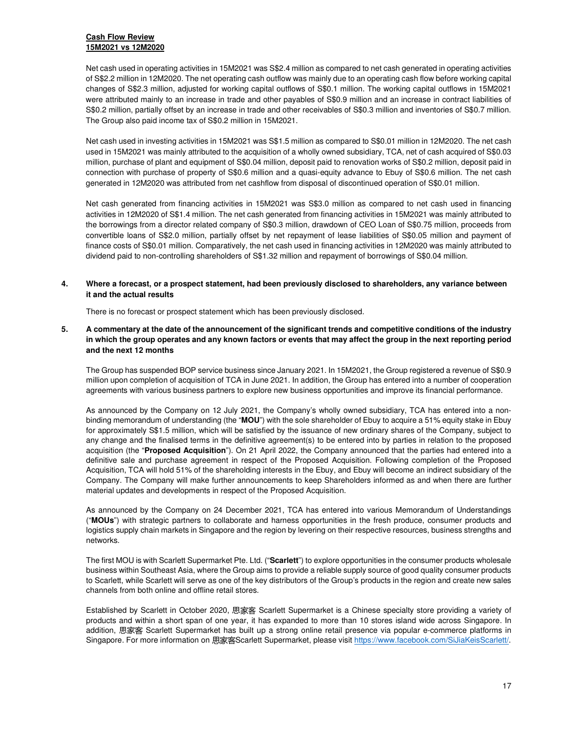**Cash Flow Review**
**15M2021 vs 12M2020**

Net cash used in operating activities in 15M2021 was S$2.4 million as compared to net cash generated in operating activities of S$2.2 million in 12M2020. The net operating cash outflow was mainly due to an operating cash flow before working capital changes of S$2.3 million, adjusted for working capital outflows of S$0.1 million. The working capital outflows in 15M2021 were attributed mainly to an increase in trade and other payables of S$0.9 million and an increase in contract liabilities of S$0.2 million, partially offset by an increase in trade and other receivables of S$0.3 million and inventories of S$0.7 million. The Group also paid income tax of S$0.2 million in 15M2021.

Net cash used in investing activities in 15M2021 was S$1.5 million as compared to S$0.01 million in 12M2020. The net cash used in 15M2021 was mainly attributed to the acquisition of a wholly owned subsidiary, TCA, net of cash acquired of S$0.03 million, purchase of plant and equipment of S$0.04 million, deposit paid to renovation works of S$0.2 million, deposit paid in connection with purchase of property of S$0.6 million and a quasi-equity advance to Ebuy of S$0.6 million. The net cash generated in 12M2020 was attributed from net cashflow from disposal of discontinued operation of S$0.01 million.

Net cash generated from financing activities in 15M2021 was S$3.0 million as compared to net cash used in financing activities in 12M2020 of S$1.4 million. The net cash generated from financing activities in 15M2021 was mainly attributed to the borrowings from a director related company of S$0.3 million, drawdown of CEO Loan of S$0.75 million, proceeds from convertible loans of S$2.0 million, partially offset by net repayment of lease liabilities of S$0.05 million and payment of finance costs of S$0.01 million. Comparatively, the net cash used in financing activities in 12M2020 was mainly attributed to dividend paid to non-controlling shareholders of S$1.32 million and repayment of borrowings of S$0.04 million.

**4. Where a forecast, or a prospect statement, had been previously disclosed to shareholders, any variance between it and the actual results**

There is no forecast or prospect statement which has been previously disclosed.

**5. A commentary at the date of the announcement of the significant trends and competitive conditions of the industry in which the group operates and any known factors or events that may affect the group in the next reporting period and the next 12 months**

The Group has suspended BOP service business since January 2021. In 15M2021, the Group registered a revenue of S$0.9 million upon completion of acquisition of TCA in June 2021. In addition, the Group has entered into a number of cooperation agreements with various business partners to explore new business opportunities and improve its financial performance.

As announced by the Company on 12 July 2021, the Company's wholly owned subsidiary, TCA has entered into a non-binding memorandum of understanding (the "**MOU**") with the sole shareholder of Ebuy to acquire a 51% equity stake in Ebuy for approximately S$1.5 million, which will be satisfied by the issuance of new ordinary shares of the Company, subject to any change and the finalised terms in the definitive agreement(s) to be entered into by parties in relation to the proposed acquisition (the "**Proposed Acquisition**"). On 21 April 2022, the Company announced that the parties had entered into a definitive sale and purchase agreement in respect of the Proposed Acquisition. Following completion of the Proposed Acquisition, TCA will hold 51% of the shareholding interests in the Ebuy, and Ebuy will become an indirect subsidiary of the Company. The Company will make further announcements to keep Shareholders informed as and when there are further material updates and developments in respect of the Proposed Acquisition.

As announced by the Company on 24 December 2021, TCA has entered into various Memorandum of Understandings ("**MOUs**") with strategic partners to collaborate and harness opportunities in the fresh produce, consumer products and logistics supply chain markets in Singapore and the region by levering on their respective resources, business strengths and networks.

The first MOU is with Scarlett Supermarket Pte. Ltd. ("**Scarlett**") to explore opportunities in the consumer products wholesale business within Southeast Asia, where the Group aims to provide a reliable supply source of good quality consumer products to Scarlett, while Scarlett will serve as one of the key distributors of the Group's products in the region and create new sales channels from both online and offline retail stores.

Established by Scarlett in October 2020, 思家客 Scarlett Supermarket is a Chinese specialty store providing a variety of products and within a short span of one year, it has expanded to more than 10 stores island wide across Singapore. In addition, 思家客 Scarlett Supermarket has built up a strong online retail presence via popular e-commerce platforms in Singapore. For more information on 思家客Scarlett Supermarket, please visit https://www.facebook.com/SiJiaKeisScarlett/.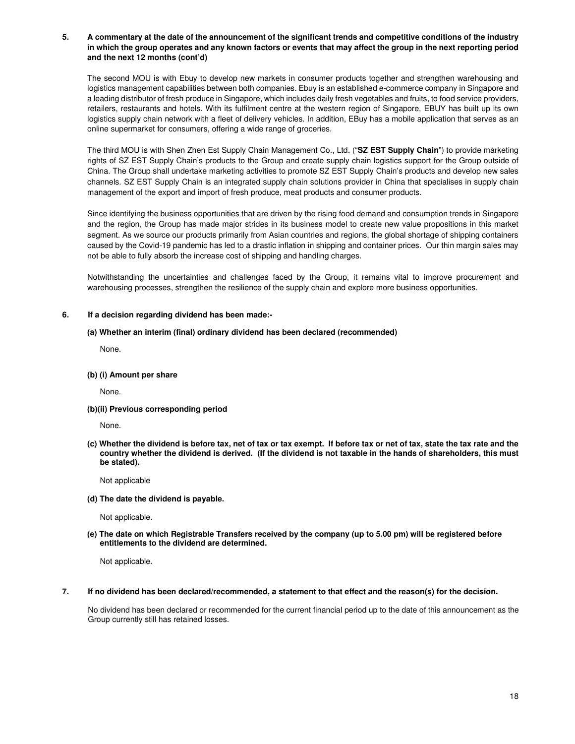**5. A commentary at the date of the announcement of the significant trends and competitive conditions of the industry in which the group operates and any known factors or events that may affect the group in the next reporting period and the next 12 months (cont'd)**

The second MOU is with Ebuy to develop new markets in consumer products together and strengthen warehousing and logistics management capabilities between both companies. Ebuy is an established e-commerce company in Singapore and a leading distributor of fresh produce in Singapore, which includes daily fresh vegetables and fruits, to food service providers, retailers, restaurants and hotels. With its fulfilment centre at the western region of Singapore, EBUY has built up its own logistics supply chain network with a fleet of delivery vehicles. In addition, EBuy has a mobile application that serves as an online supermarket for consumers, offering a wide range of groceries.

The third MOU is with Shen Zhen Est Supply Chain Management Co., Ltd. ("**SZ EST Supply Chain**") to provide marketing rights of SZ EST Supply Chain's products to the Group and create supply chain logistics support for the Group outside of China. The Group shall undertake marketing activities to promote SZ EST Supply Chain's products and develop new sales channels. SZ EST Supply Chain is an integrated supply chain solutions provider in China that specialises in supply chain management of the export and import of fresh produce, meat products and consumer products.

Since identifying the business opportunities that are driven by the rising food demand and consumption trends in Singapore and the region, the Group has made major strides in its business model to create new value propositions in this market segment. As we source our products primarily from Asian countries and regions, the global shortage of shipping containers caused by the Covid-19 pandemic has led to a drastic inflation in shipping and container prices. Our thin margin sales may not be able to fully absorb the increase cost of shipping and handling charges.

Notwithstanding the uncertainties and challenges faced by the Group, it remains vital to improve procurement and warehousing processes, strengthen the resilience of the supply chain and explore more business opportunities.

**6. If a decision regarding dividend has been made:-**

**(a) Whether an interim (final) ordinary dividend has been declared (recommended)**

None.

**(b) (i) Amount per share**

None.

**(b)(ii) Previous corresponding period**

None.

**(c) Whether the dividend is before tax, net of tax or tax exempt. If before tax or net of tax, state the tax rate and the country whether the dividend is derived. (If the dividend is not taxable in the hands of shareholders, this must be stated).**

Not applicable

**(d) The date the dividend is payable.**

Not applicable.

**(e) The date on which Registrable Transfers received by the company (up to 5.00 pm) will be registered before entitlements to the dividend are determined.**

Not applicable.

**7. If no dividend has been declared/recommended, a statement to that effect and the reason(s) for the decision.**

No dividend has been declared or recommended for the current financial period up to the date of this announcement as the Group currently still has retained losses.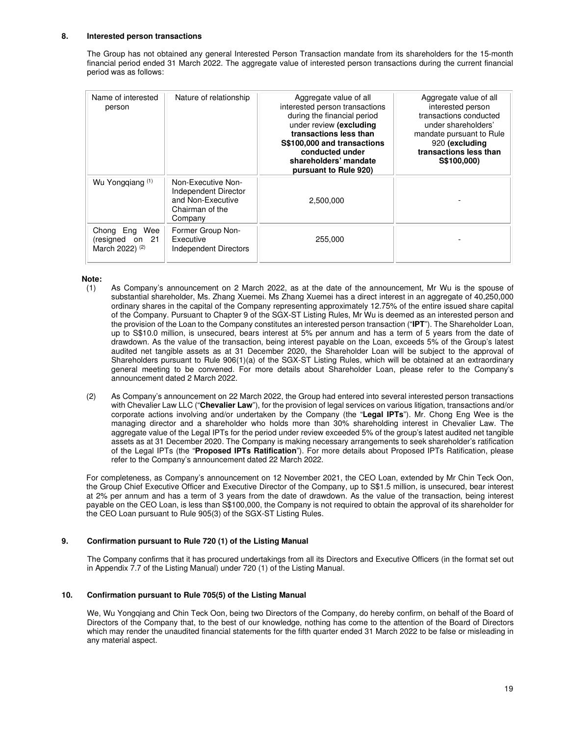## 8. Interested person transactions

The Group has not obtained any general Interested Person Transaction mandate from its shareholders for the 15-month financial period ended 31 March 2022. The aggregate value of interested person transactions during the current financial period was as follows:

| Name of interested person | Nature of relationship | Aggregate value of all interested person transactions during the financial period under review **(excluding transactions less than S$100,000 and transactions conducted under shareholders' mandate pursuant to Rule 920)** | Aggregate value of all interested person transactions conducted under shareholders' mandate pursuant to Rule 920 **(excluding transactions less than S$100,000)** |
|---|---|---|---|
| Wu Yongqiang [(1)] | Non-Executive Non-Independent Director and Non-Executive Chairman of the Company | 2,500,000 | - |
| Chong Eng Wee (resigned on 21 March 2022) [(2)] | Former Group Non-Executive Independent Directors | 255,000 | - |

**Note:**

(1) As Company's announcement on 2 March 2022, as at the date of the announcement, Mr Wu is the spouse of substantial shareholder, Ms. Zhang Xuemei. Ms Zhang Xuemei has a direct interest in an aggregate of 40,250,000 ordinary shares in the capital of the Company representing approximately 12.75% of the entire issued share capital of the Company. Pursuant to Chapter 9 of the SGX-ST Listing Rules, Mr Wu is deemed as an interested person and the provision of the Loan to the Company constitutes an interested person transaction ("**IPT**"). The Shareholder Loan, up to S$10.0 million, is unsecured, bears interest at 5% per annum and has a term of 5 years from the date of drawdown. As the value of the transaction, being interest payable on the Loan, exceeds 5% of the Group's latest audited net tangible assets as at 31 December 2020, the Shareholder Loan will be subject to the approval of Shareholders pursuant to Rule 906(1)(a) of the SGX-ST Listing Rules, which will be obtained at an extraordinary general meeting to be convened. For more details about Shareholder Loan, please refer to the Company's announcement dated 2 March 2022.

(2) As Company's announcement on 22 March 2022, the Group had entered into several interested person transactions with Chevalier Law LLC ("**Chevalier Law**"), for the provision of legal services on various litigation, transactions and/or corporate actions involving and/or undertaken by the Company (the "**Legal IPTs**"). Mr. Chong Eng Wee is the managing director and a shareholder who holds more than 30% shareholding interest in Chevalier Law. The aggregate value of the Legal IPTs for the period under review exceeded 5% of the group's latest audited net tangible assets as at 31 December 2020. The Company is making necessary arrangements to seek shareholder's ratification of the Legal IPTs (the "**Proposed IPTs Ratification**"). For more details about Proposed IPTs Ratification, please refer to the Company's announcement dated 22 March 2022.

For completeness, as Company's announcement on 12 November 2021, the CEO Loan, extended by Mr Chin Teck Oon, the Group Chief Executive Officer and Executive Director of the Company, up to S$1.5 million, is unsecured, bear interest at 2% per annum and has a term of 3 years from the date of drawdown. As the value of the transaction, being interest payable on the CEO Loan, is less than S$100,000, the Company is not required to obtain the approval of its shareholder for the CEO Loan pursuant to Rule 905(3) of the SGX-ST Listing Rules.

## 9. Confirmation pursuant to Rule 720 (1) of the Listing Manual

The Company confirms that it has procured undertakings from all its Directors and Executive Officers (in the format set out in Appendix 7.7 of the Listing Manual) under 720 (1) of the Listing Manual.

## 10. Confirmation pursuant to Rule 705(5) of the Listing Manual

We, Wu Yongqiang and Chin Teck Oon, being two Directors of the Company, do hereby confirm, on behalf of the Board of Directors of the Company that, to the best of our knowledge, nothing has come to the attention of the Board of Directors which may render the unaudited financial statements for the fifth quarter ended 31 March 2022 to be false or misleading in any material aspect.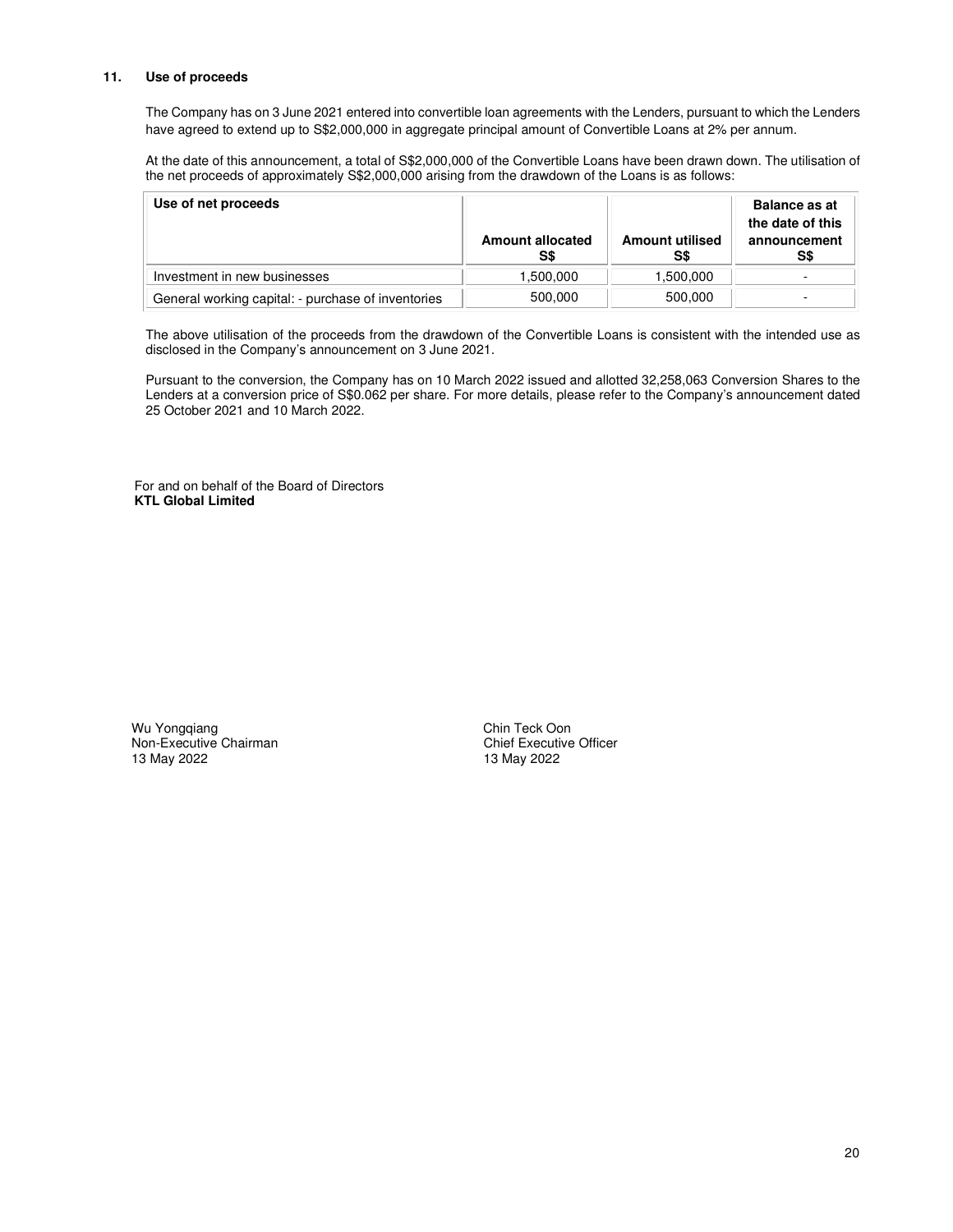## 11. Use of proceeds

The Company has on 3 June 2021 entered into convertible loan agreements with the Lenders, pursuant to which the Lenders have agreed to extend up to S$2,000,000 in aggregate principal amount of Convertible Loans at 2% per annum.

At the date of this announcement, a total of S$2,000,000 of the Convertible Loans have been drawn down. The utilisation of the net proceeds of approximately S$2,000,000 arising from the drawdown of the Loans is as follows:

| Use of net proceeds | Amount allocated S$ | Amount utilised S$ | Balance as at the date of this announcement S$ |
|---|---|---|---|
| Investment in new businesses | 1,500,000 | 1,500,000 | - |
| General working capital: - purchase of inventories | 500,000 | 500,000 | - |

The above utilisation of the proceeds from the drawdown of the Convertible Loans is consistent with the intended use as disclosed in the Company's announcement on 3 June 2021.

Pursuant to the conversion, the Company has on 10 March 2022 issued and allotted 32,258,063 Conversion Shares to the Lenders at a conversion price of S$0.062 per share. For more details, please refer to the Company's announcement dated 25 October 2021 and 10 March 2022.

For and on behalf of the Board of Directors
**KTL Global Limited**

Wu Yongqiang
Non-Executive Chairman
13 May 2022

Chin Teck Oon
Chief Executive Officer
13 May 2022